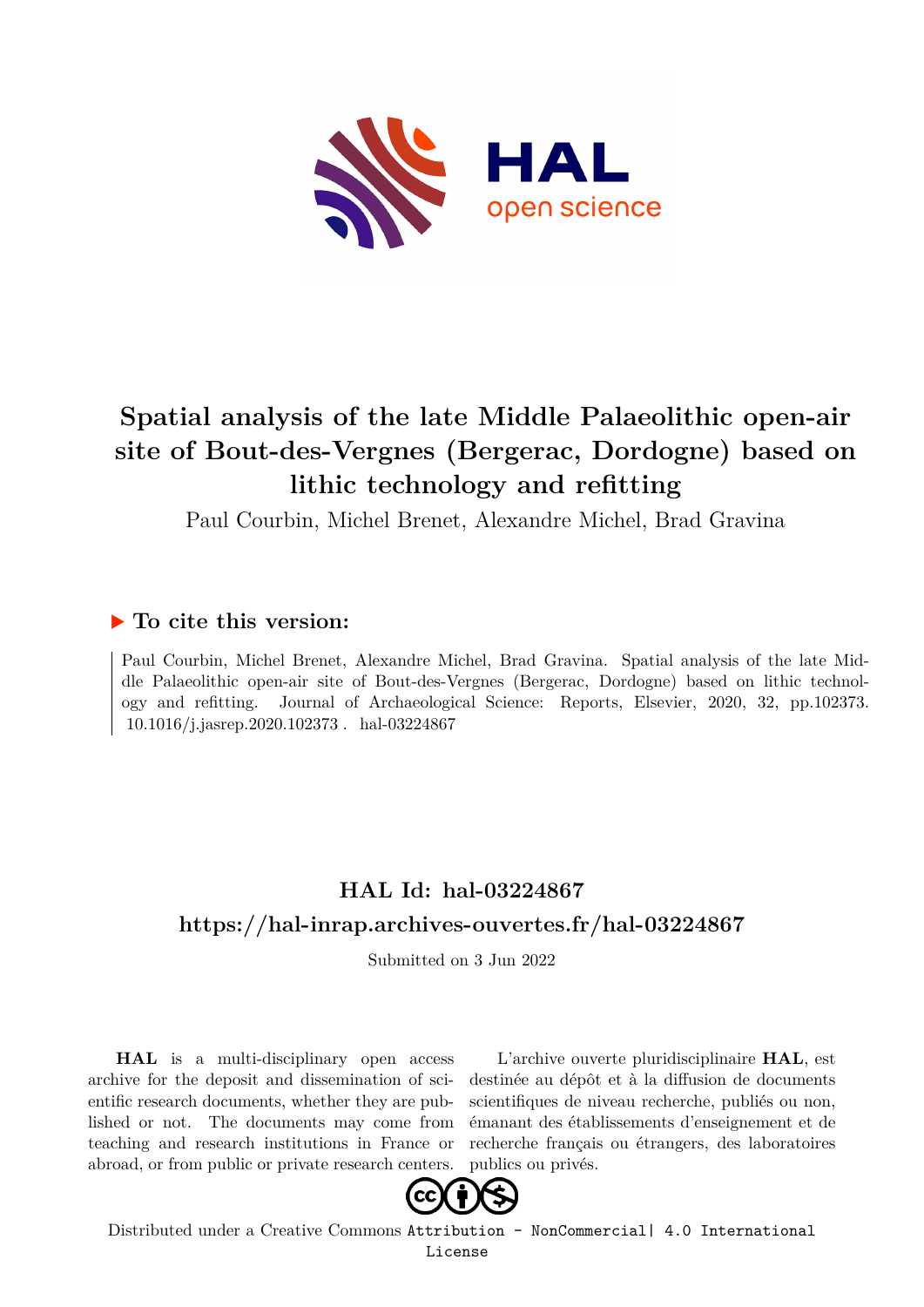# Spatial analysis of the late Middle Palaeolithic open-air site of Bout-des-Vergnes (Bergerac, Dordogne) based on lithic technology and refitting

Paul Courbin, Michel Brenet, Alexandre Michel, Brad Gravina

## ▶ To cite this version:

Paul Courbin, Michel Brenet, Alexandre Michel, Brad Gravina. Spatial analysis of the late Middle Palaeolithic open-air site of Bout-des-Vergnes (Bergerac, Dordogne) based on lithic technology and refitting. Journal of Archaeological Science: Reports, Elsevier, 2020, 32, pp.102373. 10.1016/j.jasrep.2020.102373. hal-03224867

## HAL Id: hal-03224867

## https://hal-inrap.archives-ouvertes.fr/hal-03224867

Submitted on 3 Jun 2022

**HAL** is a multi-disciplinary open access archive for the deposit and dissemination of scientific research documents, whether they are published or not. The documents may come from teaching and research institutions in France or abroad, or from public or private research centers.

L'archive ouverte pluridisciplinaire **HAL**, est destinée au dépôt et à la diffusion de documents scientifiques de niveau recherche, publiés ou non, émanant des établissements d'enseignement et de recherche français ou étrangers, des laboratoires publics ou privés.

Distributed under a Creative Commons Attribution - NonCommercial| 4.0 International License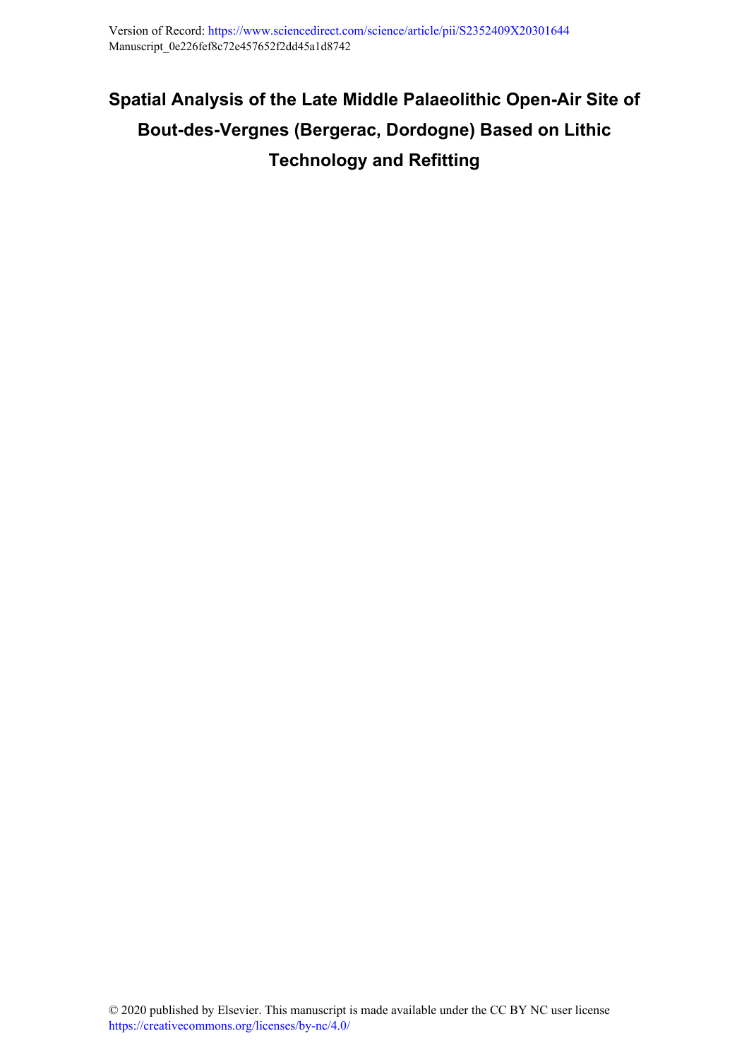Version of Record: https://www.sciencedirect.com/science/article/pii/S2352409X20301644
Manuscript_0e226fef8c72e457652f2dd45a1d8742

# Spatial Analysis of the Late Middle Palaeolithic Open-Air Site of Bout-des-Vergnes (Bergerac, Dordogne) Based on Lithic Technology and Refitting

© 2020 published by Elsevier. This manuscript is made available under the CC BY NC user license https://creativecommons.org/licenses/by-nc/4.0/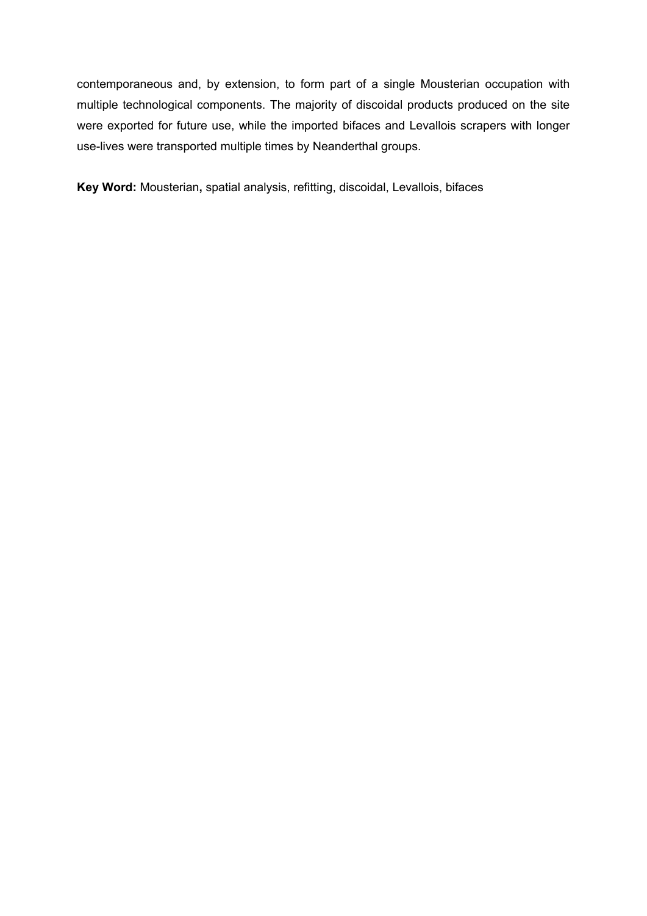contemporaneous and, by extension, to form part of a single Mousterian occupation with multiple technological components. The majority of discoidal products produced on the site were exported for future use, while the imported bifaces and Levallois scrapers with longer use-lives were transported multiple times by Neanderthal groups.

**Key Word:** Mousterian**,** spatial analysis, refitting, discoidal, Levallois, bifaces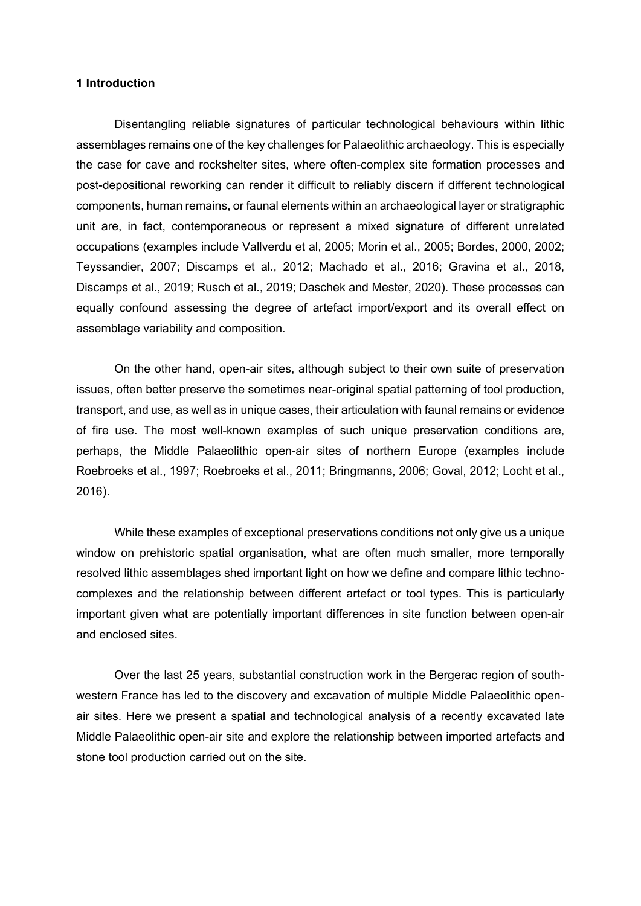## 1 Introduction

Disentangling reliable signatures of particular technological behaviours within lithic assemblages remains one of the key challenges for Palaeolithic archaeology. This is especially the case for cave and rockshelter sites, where often-complex site formation processes and post-depositional reworking can render it difficult to reliably discern if different technological components, human remains, or faunal elements within an archaeological layer or stratigraphic unit are, in fact, contemporaneous or represent a mixed signature of different unrelated occupations (examples include Vallverdu et al, 2005; Morin et al., 2005; Bordes, 2000, 2002; Teyssandier, 2007; Discamps et al., 2012; Machado et al., 2016; Gravina et al., 2018, Discamps et al., 2019; Rusch et al., 2019; Daschek and Mester, 2020). These processes can equally confound assessing the degree of artefact import/export and its overall effect on assemblage variability and composition.

On the other hand, open-air sites, although subject to their own suite of preservation issues, often better preserve the sometimes near-original spatial patterning of tool production, transport, and use, as well as in unique cases, their articulation with faunal remains or evidence of fire use. The most well-known examples of such unique preservation conditions are, perhaps, the Middle Palaeolithic open-air sites of northern Europe (examples include Roebroeks et al., 1997; Roebroeks et al., 2011; Bringmanns, 2006; Goval, 2012; Locht et al., 2016).

While these examples of exceptional preservations conditions not only give us a unique window on prehistoric spatial organisation, what are often much smaller, more temporally resolved lithic assemblages shed important light on how we define and compare lithic techno-complexes and the relationship between different artefact or tool types. This is particularly important given what are potentially important differences in site function between open-air and enclosed sites.

Over the last 25 years, substantial construction work in the Bergerac region of south-western France has led to the discovery and excavation of multiple Middle Palaeolithic open-air sites. Here we present a spatial and technological analysis of a recently excavated late Middle Palaeolithic open-air site and explore the relationship between imported artefacts and stone tool production carried out on the site.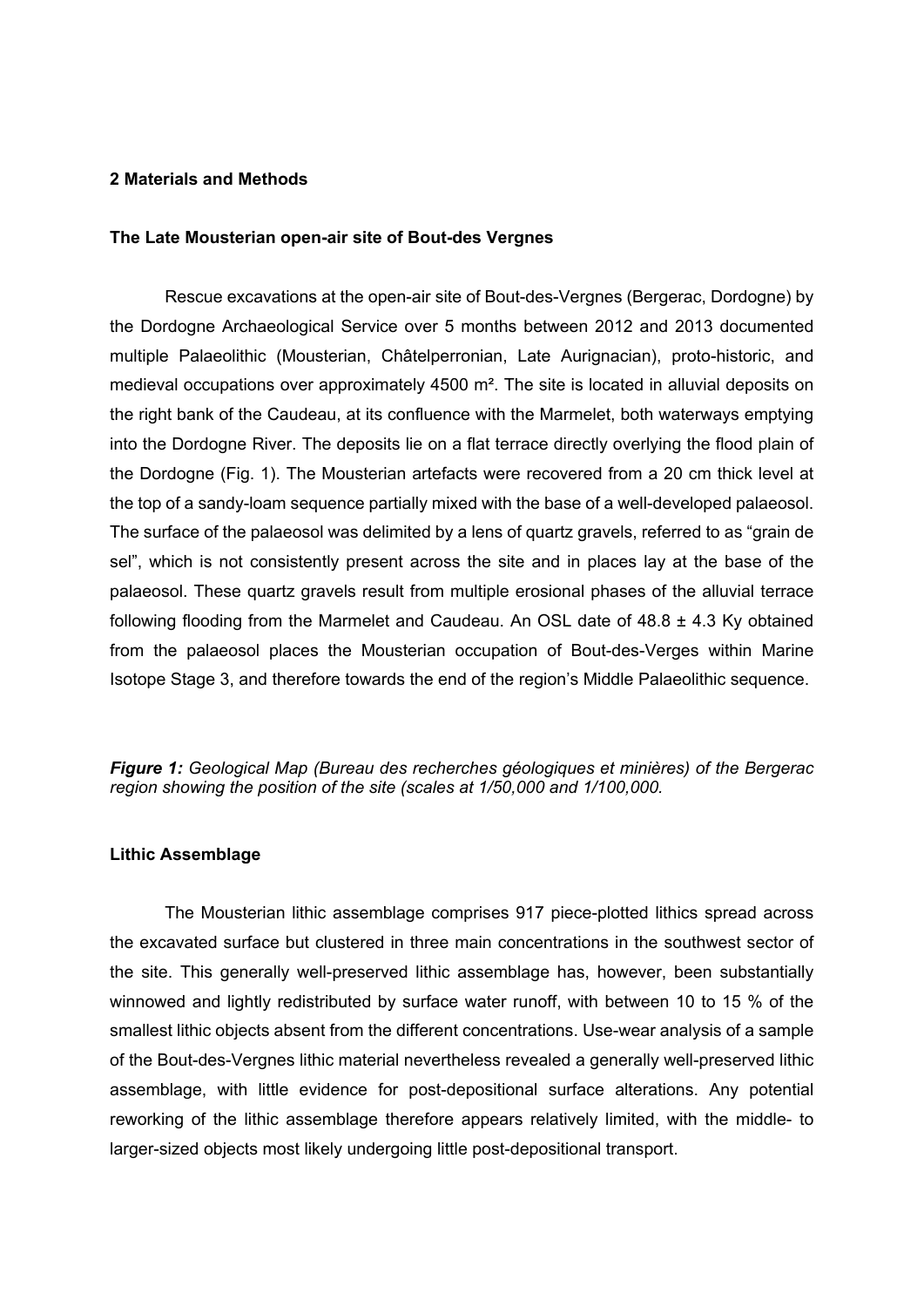## 2 Materials and Methods

### The Late Mousterian open-air site of Bout-des Vergnes

Rescue excavations at the open-air site of Bout-des-Vergnes (Bergerac, Dordogne) by the Dordogne Archaeological Service over 5 months between 2012 and 2013 documented multiple Palaeolithic (Mousterian, Châtelperronian, Late Aurignacian), proto-historic, and medieval occupations over approximately 4500 m². The site is located in alluvial deposits on the right bank of the Caudeau, at its confluence with the Marmelet, both waterways emptying into the Dordogne River. The deposits lie on a flat terrace directly overlying the flood plain of the Dordogne (Fig. 1). The Mousterian artefacts were recovered from a 20 cm thick level at the top of a sandy-loam sequence partially mixed with the base of a well-developed palaeosol. The surface of the palaeosol was delimited by a lens of quartz gravels, referred to as "grain de sel", which is not consistently present across the site and in places lay at the base of the palaeosol. These quartz gravels result from multiple erosional phases of the alluvial terrace following flooding from the Marmelet and Caudeau. An OSL date of 48.8 ± 4.3 Ky obtained from the palaeosol places the Mousterian occupation of Bout-des-Verges within Marine Isotope Stage 3, and therefore towards the end of the region's Middle Palaeolithic sequence.

***Figure 1:*** *Geological Map (Bureau des recherches géologiques et minières) of the Bergerac region showing the position of the site (scales at 1/50,000 and 1/100,000.*

### Lithic Assemblage

The Mousterian lithic assemblage comprises 917 piece-plotted lithics spread across the excavated surface but clustered in three main concentrations in the southwest sector of the site. This generally well-preserved lithic assemblage has, however, been substantially winnowed and lightly redistributed by surface water runoff, with between 10 to 15 % of the smallest lithic objects absent from the different concentrations. Use-wear analysis of a sample of the Bout-des-Vergnes lithic material nevertheless revealed a generally well-preserved lithic assemblage, with little evidence for post-depositional surface alterations. Any potential reworking of the lithic assemblage therefore appears relatively limited, with the middle- to larger-sized objects most likely undergoing little post-depositional transport.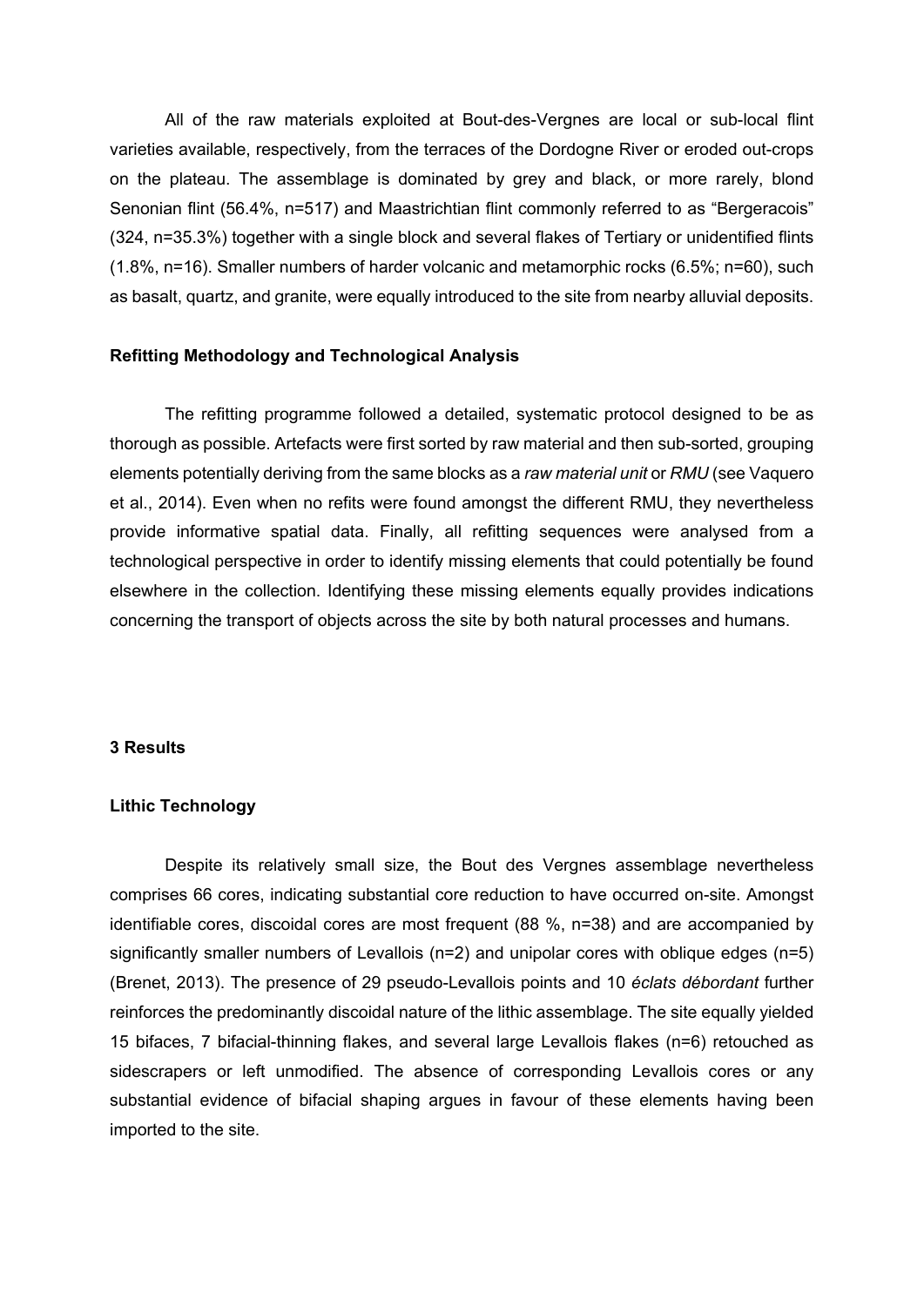All of the raw materials exploited at Bout-des-Vergnes are local or sub-local flint varieties available, respectively, from the terraces of the Dordogne River or eroded out-crops on the plateau. The assemblage is dominated by grey and black, or more rarely, blond Senonian flint (56.4%, n=517) and Maastrichtian flint commonly referred to as "Bergeracois" (324, n=35.3%) together with a single block and several flakes of Tertiary or unidentified flints (1.8%, n=16). Smaller numbers of harder volcanic and metamorphic rocks (6.5%; n=60), such as basalt, quartz, and granite, were equally introduced to the site from nearby alluvial deposits.

#### Refitting Methodology and Technological Analysis

The refitting programme followed a detailed, systematic protocol designed to be as thorough as possible. Artefacts were first sorted by raw material and then sub-sorted, grouping elements potentially deriving from the same blocks as a *raw material unit* or *RMU* (see Vaquero et al., 2014). Even when no refits were found amongst the different RMU, they nevertheless provide informative spatial data. Finally, all refitting sequences were analysed from a technological perspective in order to identify missing elements that could potentially be found elsewhere in the collection. Identifying these missing elements equally provides indications concerning the transport of objects across the site by both natural processes and humans.

## 3 Results

#### Lithic Technology

Despite its relatively small size, the Bout des Vergnes assemblage nevertheless comprises 66 cores, indicating substantial core reduction to have occurred on-site. Amongst identifiable cores, discoidal cores are most frequent (88 %, n=38) and are accompanied by significantly smaller numbers of Levallois (n=2) and unipolar cores with oblique edges (n=5) (Brenet, 2013). The presence of 29 pseudo-Levallois points and 10 *éclats débordant* further reinforces the predominantly discoidal nature of the lithic assemblage. The site equally yielded 15 bifaces, 7 bifacial-thinning flakes, and several large Levallois flakes (n=6) retouched as sidescrapers or left unmodified. The absence of corresponding Levallois cores or any substantial evidence of bifacial shaping argues in favour of these elements having been imported to the site.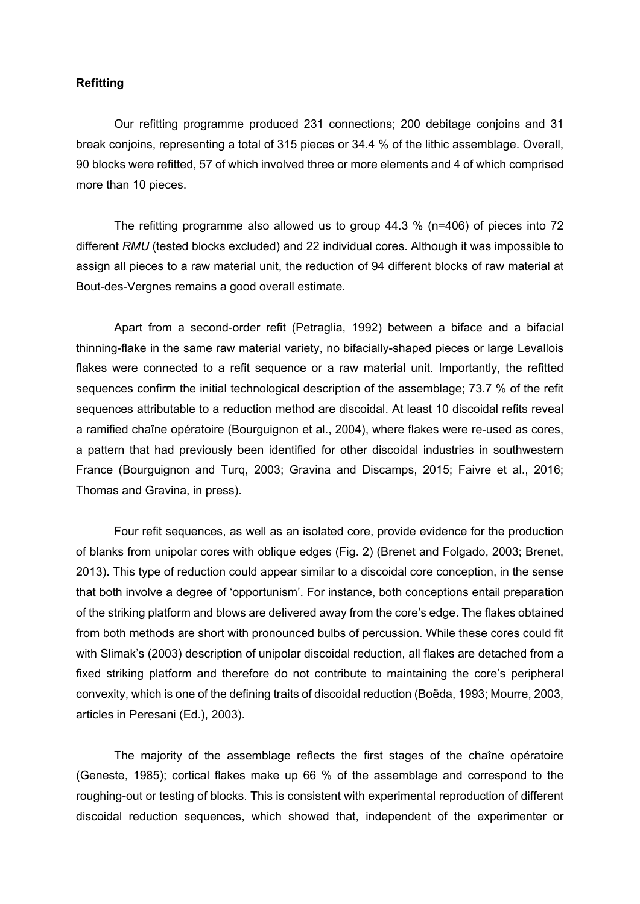**Refitting**

Our refitting programme produced 231 connections; 200 debitage conjoins and 31 break conjoins, representing a total of 315 pieces or 34.4 % of the lithic assemblage. Overall, 90 blocks were refitted, 57 of which involved three or more elements and 4 of which comprised more than 10 pieces.

The refitting programme also allowed us to group 44.3 % (n=406) of pieces into 72 different *RMU* (tested blocks excluded) and 22 individual cores. Although it was impossible to assign all pieces to a raw material unit, the reduction of 94 different blocks of raw material at Bout-des-Vergnes remains a good overall estimate.

Apart from a second-order refit (Petraglia, 1992) between a biface and a bifacial thinning-flake in the same raw material variety, no bifacially-shaped pieces or large Levallois flakes were connected to a refit sequence or a raw material unit. Importantly, the refitted sequences confirm the initial technological description of the assemblage; 73.7 % of the refit sequences attributable to a reduction method are discoidal. At least 10 discoidal refits reveal a ramified chaîne opératoire (Bourguignon et al., 2004), where flakes were re-used as cores, a pattern that had previously been identified for other discoidal industries in southwestern France (Bourguignon and Turq, 2003; Gravina and Discamps, 2015; Faivre et al., 2016; Thomas and Gravina, in press).

Four refit sequences, as well as an isolated core, provide evidence for the production of blanks from unipolar cores with oblique edges (Fig. 2) (Brenet and Folgado, 2003; Brenet, 2013). This type of reduction could appear similar to a discoidal core conception, in the sense that both involve a degree of 'opportunism'. For instance, both conceptions entail preparation of the striking platform and blows are delivered away from the core's edge. The flakes obtained from both methods are short with pronounced bulbs of percussion. While these cores could fit with Slimak's (2003) description of unipolar discoidal reduction, all flakes are detached from a fixed striking platform and therefore do not contribute to maintaining the core's peripheral convexity, which is one of the defining traits of discoidal reduction (Boëda, 1993; Mourre, 2003, articles in Peresani (Ed.), 2003).

The majority of the assemblage reflects the first stages of the chaîne opératoire (Geneste, 1985); cortical flakes make up 66 % of the assemblage and correspond to the roughing-out or testing of blocks. This is consistent with experimental reproduction of different discoidal reduction sequences, which showed that, independent of the experimenter or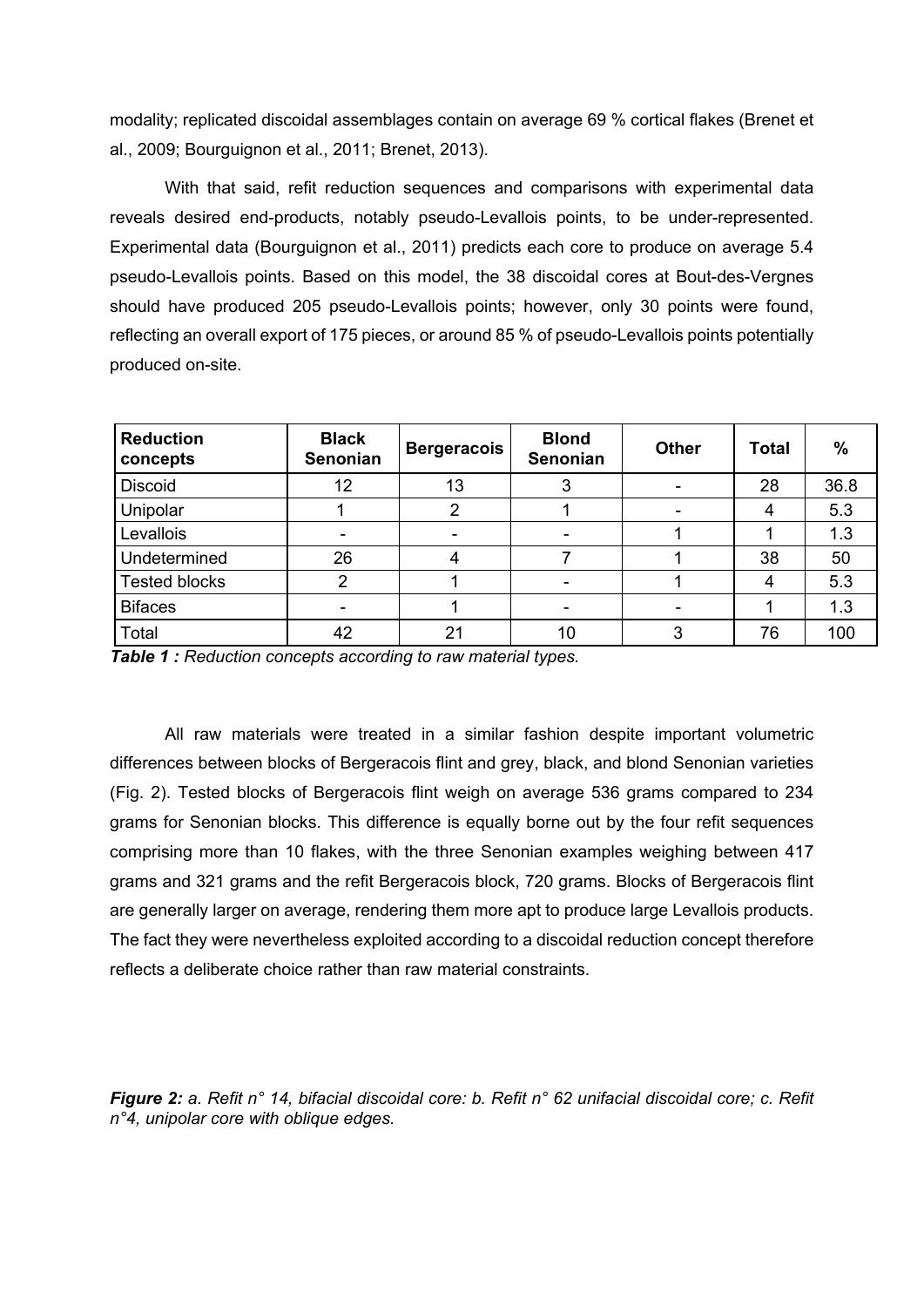modality; replicated discoidal assemblages contain on average 69 % cortical flakes (Brenet et al., 2009; Bourguignon et al., 2011; Brenet, 2013).

With that said, refit reduction sequences and comparisons with experimental data reveals desired end-products, notably pseudo-Levallois points, to be under-represented. Experimental data (Bourguignon et al., 2011) predicts each core to produce on average 5.4 pseudo-Levallois points. Based on this model, the 38 discoidal cores at Bout-des-Vergnes should have produced 205 pseudo-Levallois points; however, only 30 points were found, reflecting an overall export of 175 pieces, or around 85 % of pseudo-Levallois points potentially produced on-site.

| Reduction concepts | Black Senonian | Bergeracois | Blond Senonian | Other | Total | % |
|---|---|---|---|---|---|---|
| Discoid | 12 | 13 | 3 | - | 28 | 36.8 |
| Unipolar | 1 | 2 | 1 | - | 4 | 5.3 |
| Levallois | - | - | - | 1 | 1 | 1.3 |
| Undetermined | 26 | 4 | 7 | 1 | 38 | 50 |
| Tested blocks | 2 | 1 | - | 1 | 4 | 5.3 |
| Bifaces | - | 1 | - | - | 1 | 1.3 |
| Total | 42 | 21 | 10 | 3 | 76 | 100 |

***Table 1 :*** *Reduction concepts according to raw material types.*

All raw materials were treated in a similar fashion despite important volumetric differences between blocks of Bergeracois flint and grey, black, and blond Senonian varieties (Fig. 2). Tested blocks of Bergeracois flint weigh on average 536 grams compared to 234 grams for Senonian blocks. This difference is equally borne out by the four refit sequences comprising more than 10 flakes, with the three Senonian examples weighing between 417 grams and 321 grams and the refit Bergeracois block, 720 grams. Blocks of Bergeracois flint are generally larger on average, rendering them more apt to produce large Levallois products. The fact they were nevertheless exploited according to a discoidal reduction concept therefore reflects a deliberate choice rather than raw material constraints.

***Figure 2:*** *a. Refit n° 14, bifacial discoidal core: b. Refit n° 62 unifacial discoidal core; c. Refit n°4, unipolar core with oblique edges.*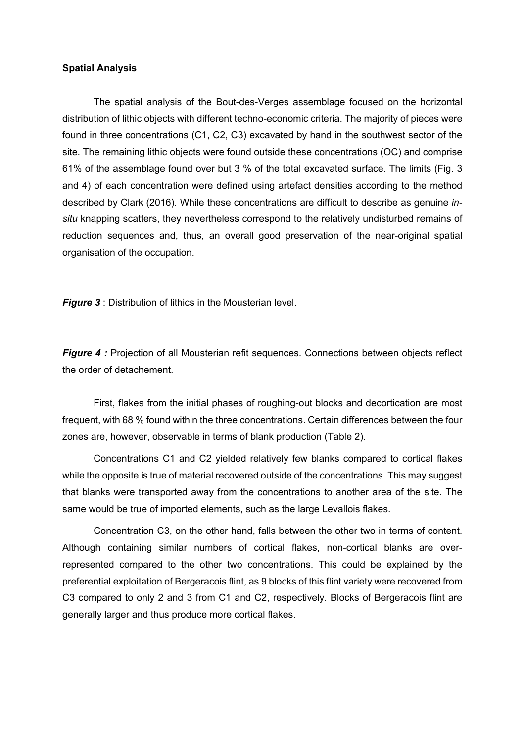**Spatial Analysis**

The spatial analysis of the Bout-des-Verges assemblage focused on the horizontal distribution of lithic objects with different techno-economic criteria. The majority of pieces were found in three concentrations (C1, C2, C3) excavated by hand in the southwest sector of the site. The remaining lithic objects were found outside these concentrations (OC) and comprise 61% of the assemblage found over but 3 % of the total excavated surface. The limits (Fig. 3 and 4) of each concentration were defined using artefact densities according to the method described by Clark (2016). While these concentrations are difficult to describe as genuine *in-situ* knapping scatters, they nevertheless correspond to the relatively undisturbed remains of reduction sequences and, thus, an overall good preservation of the near-original spatial organisation of the occupation.

***Figure 3*** : Distribution of lithics in the Mousterian level.

***Figure 4 :*** Projection of all Mousterian refit sequences. Connections between objects reflect the order of detachement.

First, flakes from the initial phases of roughing-out blocks and decortication are most frequent, with 68 % found within the three concentrations. Certain differences between the four zones are, however, observable in terms of blank production (Table 2).

Concentrations C1 and C2 yielded relatively few blanks compared to cortical flakes while the opposite is true of material recovered outside of the concentrations. This may suggest that blanks were transported away from the concentrations to another area of the site. The same would be true of imported elements, such as the large Levallois flakes.

Concentration C3, on the other hand, falls between the other two in terms of content. Although containing similar numbers of cortical flakes, non-cortical blanks are over-represented compared to the other two concentrations. This could be explained by the preferential exploitation of Bergeracois flint, as 9 blocks of this flint variety were recovered from C3 compared to only 2 and 3 from C1 and C2, respectively. Blocks of Bergeracois flint are generally larger and thus produce more cortical flakes.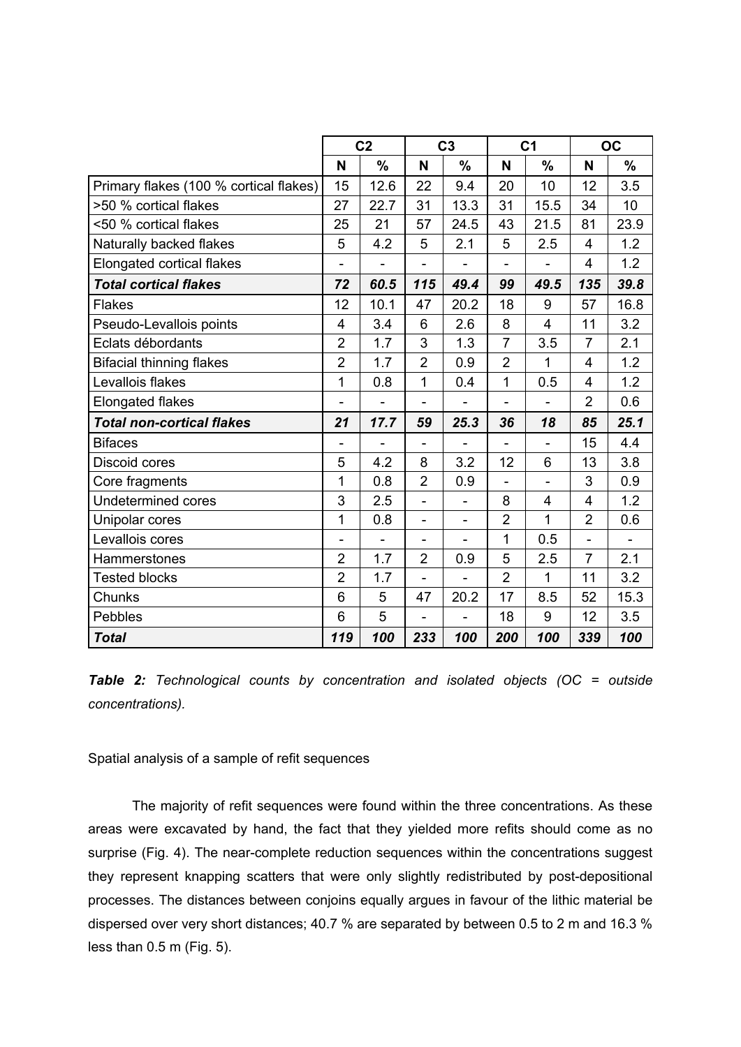| | C2 | | C3 | | C1 | | OC | |
|---|---|---|---|---|---|---|---|---|
| | N | % | N | % | N | % | N | % |
| Primary flakes (100 % cortical flakes) | 15 | 12.6 | 22 | 9.4 | 20 | 10 | 12 | 3.5 |
| >50 % cortical flakes | 27 | 22.7 | 31 | 13.3 | 31 | 15.5 | 34 | 10 |
| <50 % cortical flakes | 25 | 21 | 57 | 24.5 | 43 | 21.5 | 81 | 23.9 |
| Naturally backed flakes | 5 | 4.2 | 5 | 2.1 | 5 | 2.5 | 4 | 1.2 |
| Elongated cortical flakes | - | - | - | - | - | - | 4 | 1.2 |
| ***Total cortical flakes*** | ***72*** | ***60.5*** | ***115*** | ***49.4*** | ***99*** | ***49.5*** | ***135*** | ***39.8*** |
| Flakes | 12 | 10.1 | 47 | 20.2 | 18 | 9 | 57 | 16.8 |
| Pseudo-Levallois points | 4 | 3.4 | 6 | 2.6 | 8 | 4 | 11 | 3.2 |
| Eclats débordants | 2 | 1.7 | 3 | 1.3 | 7 | 3.5 | 7 | 2.1 |
| Bifacial thinning flakes | 2 | 1.7 | 2 | 0.9 | 2 | 1 | 4 | 1.2 |
| Levallois flakes | 1 | 0.8 | 1 | 0.4 | 1 | 0.5 | 4 | 1.2 |
| Elongated flakes | - | - | - | - | - | - | 2 | 0.6 |
| ***Total non-cortical flakes*** | ***21*** | ***17.7*** | ***59*** | ***25.3*** | ***36*** | ***18*** | ***85*** | ***25.1*** |
| Bifaces | - | - | - | - | - | - | 15 | 4.4 |
| Discoid cores | 5 | 4.2 | 8 | 3.2 | 12 | 6 | 13 | 3.8 |
| Core fragments | 1 | 0.8 | 2 | 0.9 | - | - | 3 | 0.9 |
| Undetermined cores | 3 | 2.5 | - | - | 8 | 4 | 4 | 1.2 |
| Unipolar cores | 1 | 0.8 | - | - | 2 | 1 | 2 | 0.6 |
| Levallois cores | - | - | - | - | 1 | 0.5 | - | - |
| Hammerstones | 2 | 1.7 | 2 | 0.9 | 5 | 2.5 | 7 | 2.1 |
| Tested blocks | 2 | 1.7 | - | - | 2 | 1 | 11 | 3.2 |
| Chunks | 6 | 5 | 47 | 20.2 | 17 | 8.5 | 52 | 15.3 |
| Pebbles | 6 | 5 | - | - | 18 | 9 | 12 | 3.5 |
| ***Total*** | ***119*** | ***100*** | ***233*** | ***100*** | ***200*** | ***100*** | ***339*** | ***100*** |

***Table 2:*** *Technological counts by concentration and isolated objects (OC = outside concentrations).*

Spatial analysis of a sample of refit sequences

The majority of refit sequences were found within the three concentrations. As these areas were excavated by hand, the fact that they yielded more refits should come as no surprise (Fig. 4). The near-complete reduction sequences within the concentrations suggest they represent knapping scatters that were only slightly redistributed by post-depositional processes. The distances between conjoins equally argues in favour of the lithic material be dispersed over very short distances; 40.7 % are separated by between 0.5 to 2 m and 16.3 % less than 0.5 m (Fig. 5).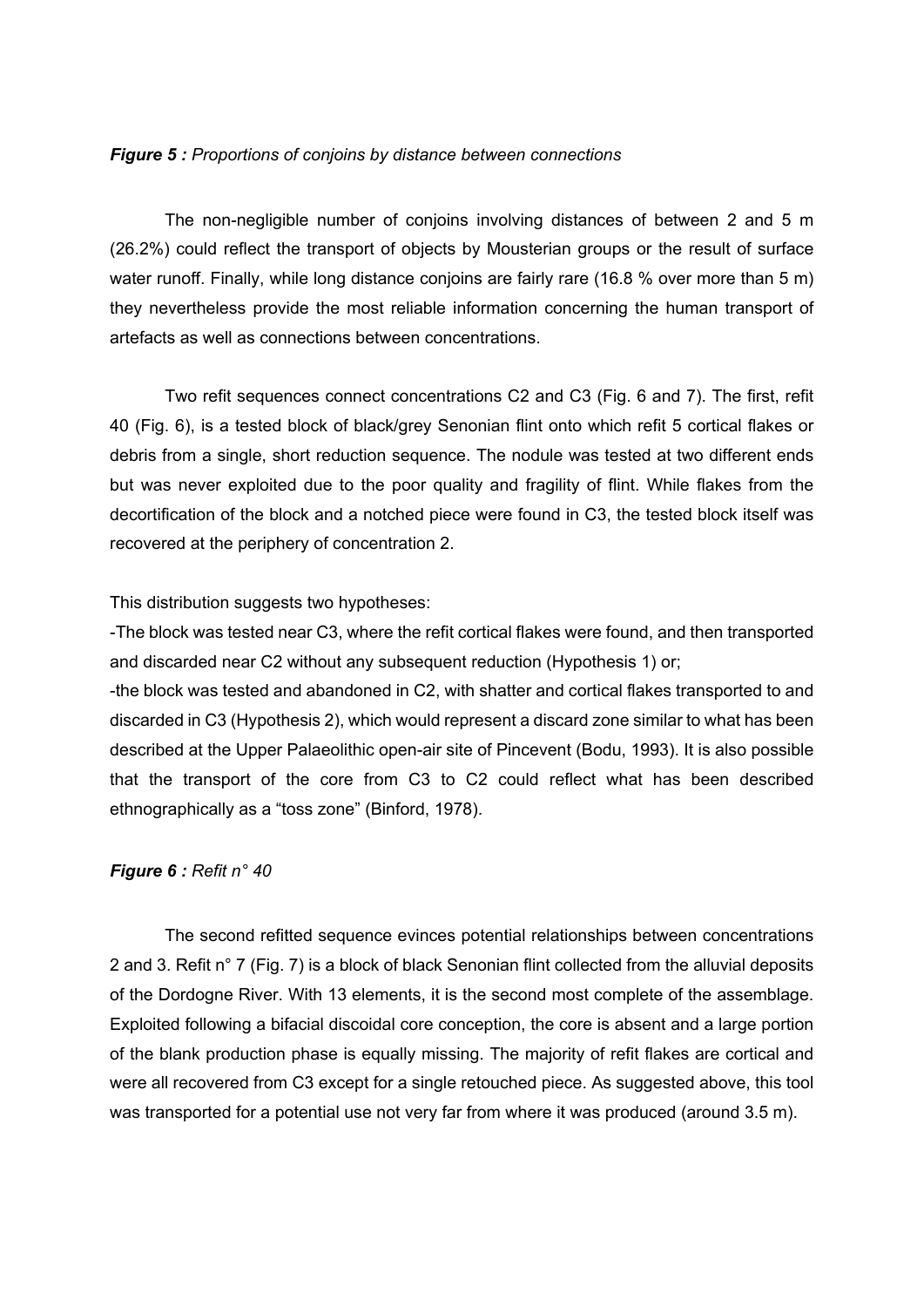***Figure 5 :** Proportions of conjoins by distance between connections*

The non-negligible number of conjoins involving distances of between 2 and 5 m (26.2%) could reflect the transport of objects by Mousterian groups or the result of surface water runoff. Finally, while long distance conjoins are fairly rare (16.8 % over more than 5 m) they nevertheless provide the most reliable information concerning the human transport of artefacts as well as connections between concentrations.

Two refit sequences connect concentrations C2 and C3 (Fig. 6 and 7). The first, refit 40 (Fig. 6), is a tested block of black/grey Senonian flint onto which refit 5 cortical flakes or debris from a single, short reduction sequence. The nodule was tested at two different ends but was never exploited due to the poor quality and fragility of flint. While flakes from the decortification of the block and a notched piece were found in C3, the tested block itself was recovered at the periphery of concentration 2.

This distribution suggests two hypotheses:

-The block was tested near C3, where the refit cortical flakes were found, and then transported and discarded near C2 without any subsequent reduction (Hypothesis 1) or;

-the block was tested and abandoned in C2, with shatter and cortical flakes transported to and discarded in C3 (Hypothesis 2), which would represent a discard zone similar to what has been described at the Upper Palaeolithic open-air site of Pincevent (Bodu, 1993). It is also possible that the transport of the core from C3 to C2 could reflect what has been described ethnographically as a "toss zone" (Binford, 1978).

***Figure 6 :** Refit n° 40*

The second refitted sequence evinces potential relationships between concentrations 2 and 3. Refit n° 7 (Fig. 7) is a block of black Senonian flint collected from the alluvial deposits of the Dordogne River. With 13 elements, it is the second most complete of the assemblage. Exploited following a bifacial discoidal core conception, the core is absent and a large portion of the blank production phase is equally missing. The majority of refit flakes are cortical and were all recovered from C3 except for a single retouched piece. As suggested above, this tool was transported for a potential use not very far from where it was produced (around 3.5 m).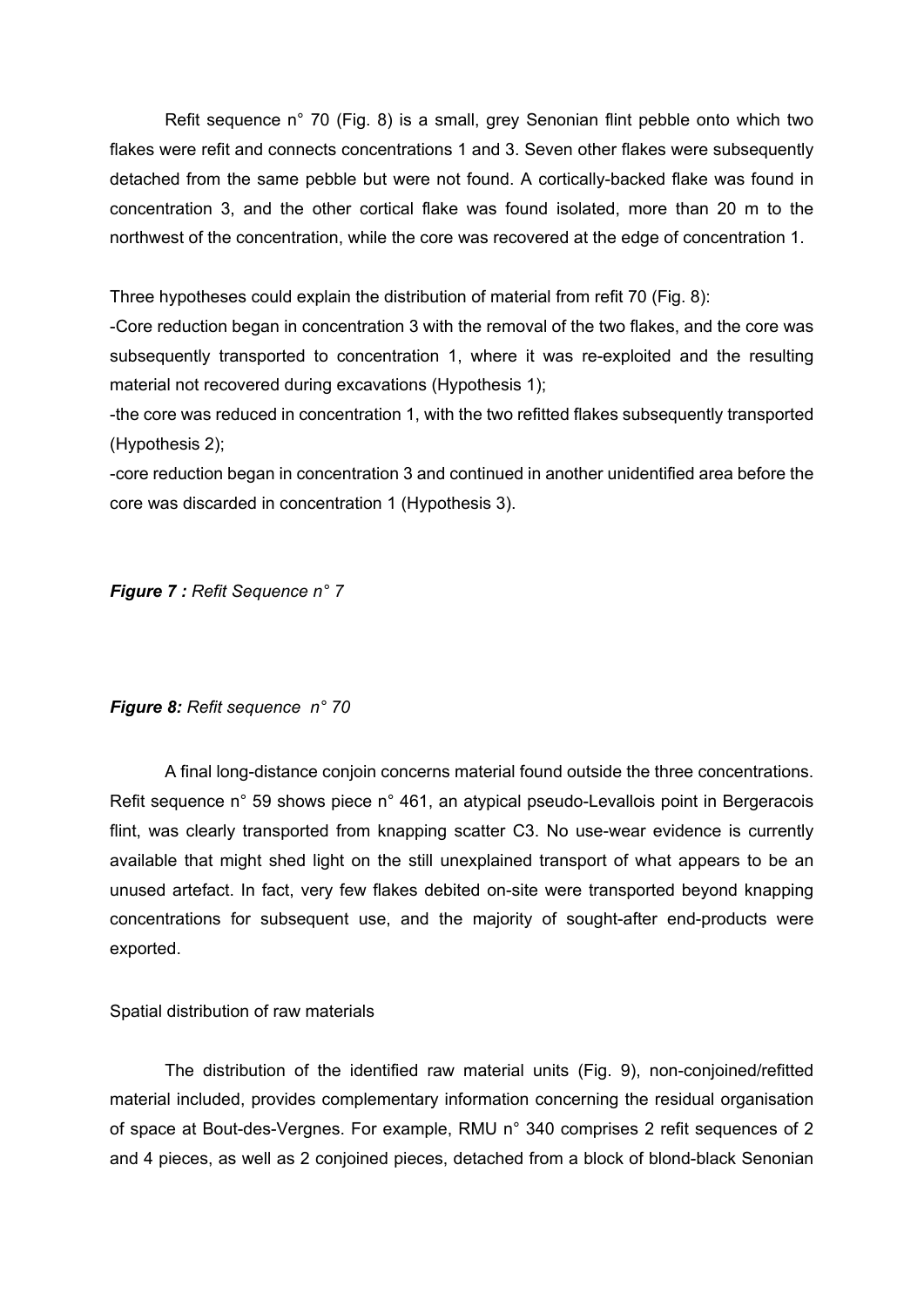Refit sequence n° 70 (Fig. 8) is a small, grey Senonian flint pebble onto which two flakes were refit and connects concentrations 1 and 3. Seven other flakes were subsequently detached from the same pebble but were not found. A cortically-backed flake was found in concentration 3, and the other cortical flake was found isolated, more than 20 m to the northwest of the concentration, while the core was recovered at the edge of concentration 1.

Three hypotheses could explain the distribution of material from refit 70 (Fig. 8):

-Core reduction began in concentration 3 with the removal of the two flakes, and the core was subsequently transported to concentration 1, where it was re-exploited and the resulting material not recovered during excavations (Hypothesis 1);

-the core was reduced in concentration 1, with the two refitted flakes subsequently transported (Hypothesis 2);

-core reduction began in concentration 3 and continued in another unidentified area before the core was discarded in concentration 1 (Hypothesis 3).

***Figure 7 :*** *Refit Sequence n° 7*

***Figure 8:*** *Refit sequence n° 70*

A final long-distance conjoin concerns material found outside the three concentrations. Refit sequence n° 59 shows piece n° 461, an atypical pseudo-Levallois point in Bergeracois flint, was clearly transported from knapping scatter C3. No use-wear evidence is currently available that might shed light on the still unexplained transport of what appears to be an unused artefact. In fact, very few flakes debited on-site were transported beyond knapping concentrations for subsequent use, and the majority of sought-after end-products were exported.

Spatial distribution of raw materials

The distribution of the identified raw material units (Fig. 9), non-conjoined/refitted material included, provides complementary information concerning the residual organisation of space at Bout-des-Vergnes. For example, RMU n° 340 comprises 2 refit sequences of 2 and 4 pieces, as well as 2 conjoined pieces, detached from a block of blond-black Senonian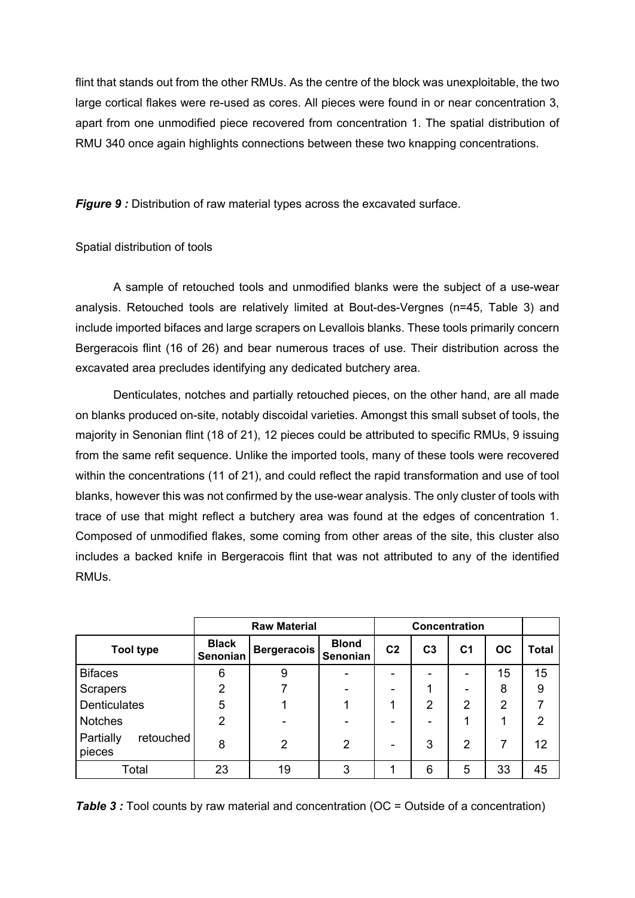flint that stands out from the other RMUs. As the centre of the block was unexploitable, the two large cortical flakes were re-used as cores. All pieces were found in or near concentration 3, apart from one unmodified piece recovered from concentration 1. The spatial distribution of RMU 340 once again highlights connections between these two knapping concentrations.

***Figure 9 :*** Distribution of raw material types across the excavated surface.

Spatial distribution of tools

A sample of retouched tools and unmodified blanks were the subject of a use-wear analysis. Retouched tools are relatively limited at Bout-des-Vergnes (n=45, Table 3) and include imported bifaces and large scrapers on Levallois blanks. These tools primarily concern Bergeracois flint (16 of 26) and bear numerous traces of use. Their distribution across the excavated area precludes identifying any dedicated butchery area.

Denticulates, notches and partially retouched pieces, on the other hand, are all made on blanks produced on-site, notably discoidal varieties. Amongst this small subset of tools, the majority in Senonian flint (18 of 21), 12 pieces could be attributed to specific RMUs, 9 issuing from the same refit sequence. Unlike the imported tools, many of these tools were recovered within the concentrations (11 of 21), and could reflect the rapid transformation and use of tool blanks, however this was not confirmed by the use-wear analysis. The only cluster of tools with trace of use that might reflect a butchery area was found at the edges of concentration 1. Composed of unmodified flakes, some coming from other areas of the site, this cluster also includes a backed knife in Bergeracois flint that was not attributed to any of the identified RMUs.

| | Raw Material | | | Concentration | | | | |
|---|---|---|---|---|---|---|---|---|
| **Tool type** | **Black Senonian** | **Bergeracois** | **Blond Senonian** | **C2** | **C3** | **C1** | **OC** | **Total** |
| Bifaces | 6 | 9 | - | - | - | - | 15 | 15 |
| Scrapers | 2 | 7 | - | - | 1 | - | 8 | 9 |
| Denticulates | 5 | 1 | 1 | 1 | 2 | 2 | 2 | 7 |
| Notches | 2 | - | - | - | - | 1 | 1 | 2 |
| Partially retouched pieces | 8 | 2 | 2 | - | 3 | 2 | 7 | 12 |
| Total | 23 | 19 | 3 | 1 | 6 | 5 | 33 | 45 |

***Table 3 :*** Tool counts by raw material and concentration (OC = Outside of a concentration)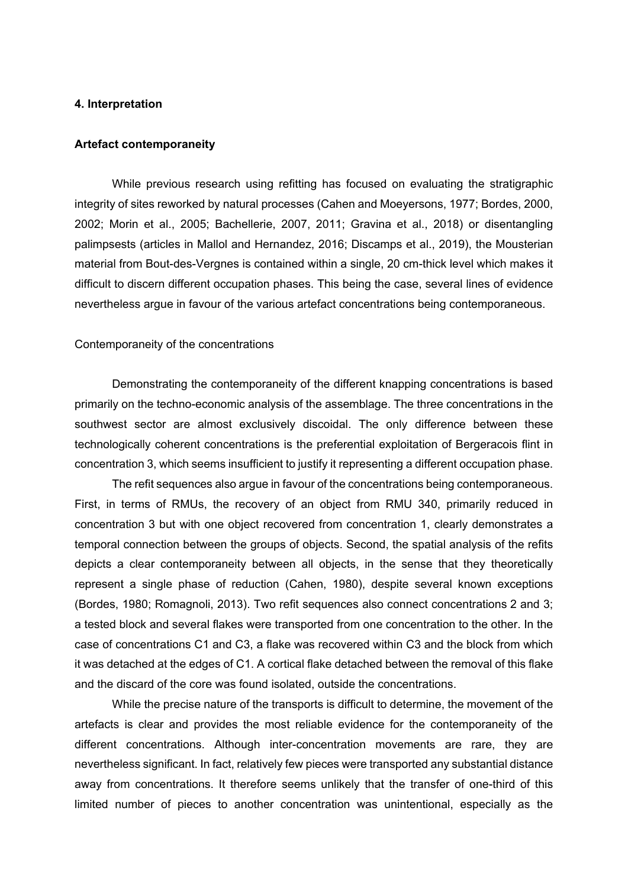## 4. Interpretation

### Artefact contemporaneity

While previous research using refitting has focused on evaluating the stratigraphic integrity of sites reworked by natural processes (Cahen and Moeyersons, 1977; Bordes, 2000, 2002; Morin et al., 2005; Bachellerie, 2007, 2011; Gravina et al., 2018) or disentangling palimpsests (articles in Mallol and Hernandez, 2016; Discamps et al., 2019), the Mousterian material from Bout-des-Vergnes is contained within a single, 20 cm-thick level which makes it difficult to discern different occupation phases. This being the case, several lines of evidence nevertheless argue in favour of the various artefact concentrations being contemporaneous.

#### Contemporaneity of the concentrations

Demonstrating the contemporaneity of the different knapping concentrations is based primarily on the techno-economic analysis of the assemblage. The three concentrations in the southwest sector are almost exclusively discoidal. The only difference between these technologically coherent concentrations is the preferential exploitation of Bergeracois flint in concentration 3, which seems insufficient to justify it representing a different occupation phase.

The refit sequences also argue in favour of the concentrations being contemporaneous. First, in terms of RMUs, the recovery of an object from RMU 340, primarily reduced in concentration 3 but with one object recovered from concentration 1, clearly demonstrates a temporal connection between the groups of objects. Second, the spatial analysis of the refits depicts a clear contemporaneity between all objects, in the sense that they theoretically represent a single phase of reduction (Cahen, 1980), despite several known exceptions (Bordes, 1980; Romagnoli, 2013). Two refit sequences also connect concentrations 2 and 3; a tested block and several flakes were transported from one concentration to the other. In the case of concentrations C1 and C3, a flake was recovered within C3 and the block from which it was detached at the edges of C1. A cortical flake detached between the removal of this flake and the discard of the core was found isolated, outside the concentrations.

While the precise nature of the transports is difficult to determine, the movement of the artefacts is clear and provides the most reliable evidence for the contemporaneity of the different concentrations. Although inter-concentration movements are rare, they are nevertheless significant. In fact, relatively few pieces were transported any substantial distance away from concentrations. It therefore seems unlikely that the transfer of one-third of this limited number of pieces to another concentration was unintentional, especially as the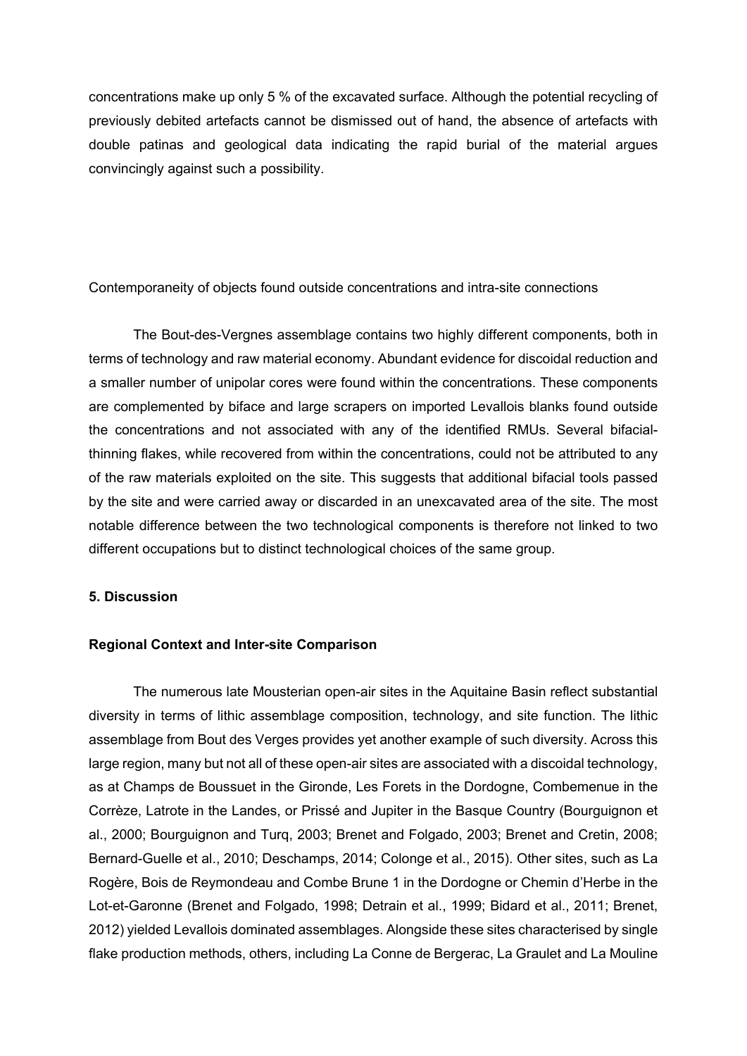concentrations make up only 5 % of the excavated surface. Although the potential recycling of previously debited artefacts cannot be dismissed out of hand, the absence of artefacts with double patinas and geological data indicating the rapid burial of the material argues convincingly against such a possibility.

Contemporaneity of objects found outside concentrations and intra-site connections

The Bout-des-Vergnes assemblage contains two highly different components, both in terms of technology and raw material economy. Abundant evidence for discoidal reduction and a smaller number of unipolar cores were found within the concentrations. These components are complemented by biface and large scrapers on imported Levallois blanks found outside the concentrations and not associated with any of the identified RMUs. Several bifacial-thinning flakes, while recovered from within the concentrations, could not be attributed to any of the raw materials exploited on the site. This suggests that additional bifacial tools passed by the site and were carried away or discarded in an unexcavated area of the site. The most notable difference between the two technological components is therefore not linked to two different occupations but to distinct technological choices of the same group.

## 5. Discussion

### Regional Context and Inter-site Comparison

The numerous late Mousterian open-air sites in the Aquitaine Basin reflect substantial diversity in terms of lithic assemblage composition, technology, and site function. The lithic assemblage from Bout des Verges provides yet another example of such diversity. Across this large region, many but not all of these open-air sites are associated with a discoidal technology, as at Champs de Boussuet in the Gironde, Les Forets in the Dordogne, Combemenue in the Corrèze, Latrote in the Landes, or Prissé and Jupiter in the Basque Country (Bourguignon et al., 2000; Bourguignon and Turq, 2003; Brenet and Folgado, 2003; Brenet and Cretin, 2008; Bernard-Guelle et al., 2010; Deschamps, 2014; Colonge et al., 2015). Other sites, such as La Rogère, Bois de Reymondeau and Combe Brune 1 in the Dordogne or Chemin d'Herbe in the Lot-et-Garonne (Brenet and Folgado, 1998; Detrain et al., 1999; Bidard et al., 2011; Brenet, 2012) yielded Levallois dominated assemblages. Alongside these sites characterised by single flake production methods, others, including La Conne de Bergerac, La Graulet and La Mouline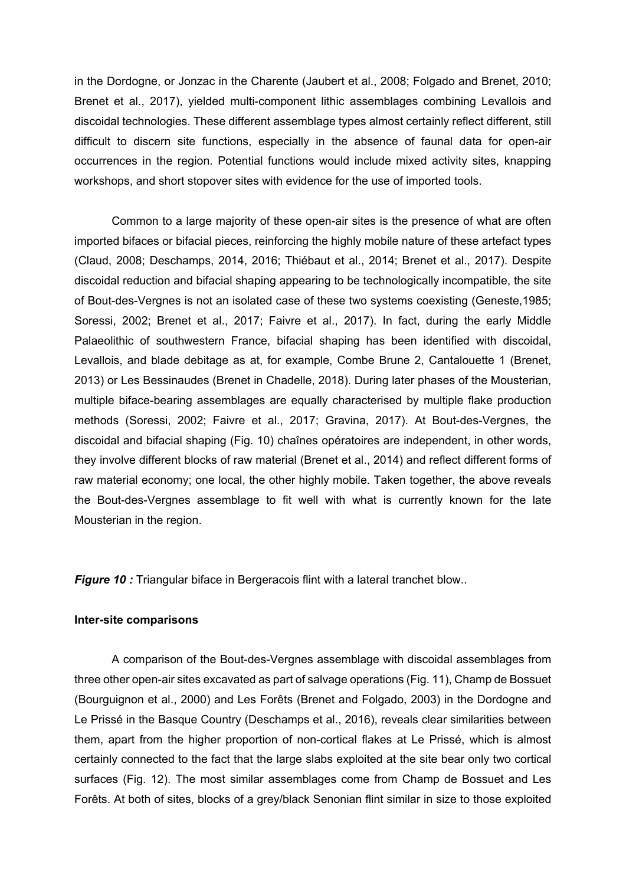in the Dordogne, or Jonzac in the Charente (Jaubert et al., 2008; Folgado and Brenet, 2010; Brenet et al., 2017), yielded multi-component lithic assemblages combining Levallois and discoidal technologies. These different assemblage types almost certainly reflect different, still difficult to discern site functions, especially in the absence of faunal data for open-air occurrences in the region. Potential functions would include mixed activity sites, knapping workshops, and short stopover sites with evidence for the use of imported tools.

Common to a large majority of these open-air sites is the presence of what are often imported bifaces or bifacial pieces, reinforcing the highly mobile nature of these artefact types (Claud, 2008; Deschamps, 2014, 2016; Thiébaut et al., 2014; Brenet et al., 2017). Despite discoidal reduction and bifacial shaping appearing to be technologically incompatible, the site of Bout-des-Vergnes is not an isolated case of these two systems coexisting (Geneste,1985; Soressi, 2002; Brenet et al., 2017; Faivre et al., 2017). In fact, during the early Middle Palaeolithic of southwestern France, bifacial shaping has been identified with discoidal, Levallois, and blade debitage as at, for example, Combe Brune 2, Cantalouette 1 (Brenet, 2013) or Les Bessinaudes (Brenet in Chadelle, 2018). During later phases of the Mousterian, multiple biface-bearing assemblages are equally characterised by multiple flake production methods (Soressi, 2002; Faivre et al., 2017; Gravina, 2017). At Bout-des-Vergnes, the discoidal and bifacial shaping (Fig. 10) chaînes opératoires are independent, in other words, they involve different blocks of raw material (Brenet et al., 2014) and reflect different forms of raw material economy; one local, the other highly mobile. Taken together, the above reveals the Bout-des-Vergnes assemblage to fit well with what is currently known for the late Mousterian in the region.

***Figure 10 :*** Triangular biface in Bergeracois flint with a lateral tranchet blow..

**Inter-site comparisons**

A comparison of the Bout-des-Vergnes assemblage with discoidal assemblages from three other open-air sites excavated as part of salvage operations (Fig. 11), Champ de Bossuet (Bourguignon et al., 2000) and Les Forêts (Brenet and Folgado, 2003) in the Dordogne and Le Prissé in the Basque Country (Deschamps et al., 2016), reveals clear similarities between them, apart from the higher proportion of non-cortical flakes at Le Prissé, which is almost certainly connected to the fact that the large slabs exploited at the site bear only two cortical surfaces (Fig. 12). The most similar assemblages come from Champ de Bossuet and Les Forêts. At both of sites, blocks of a grey/black Senonian flint similar in size to those exploited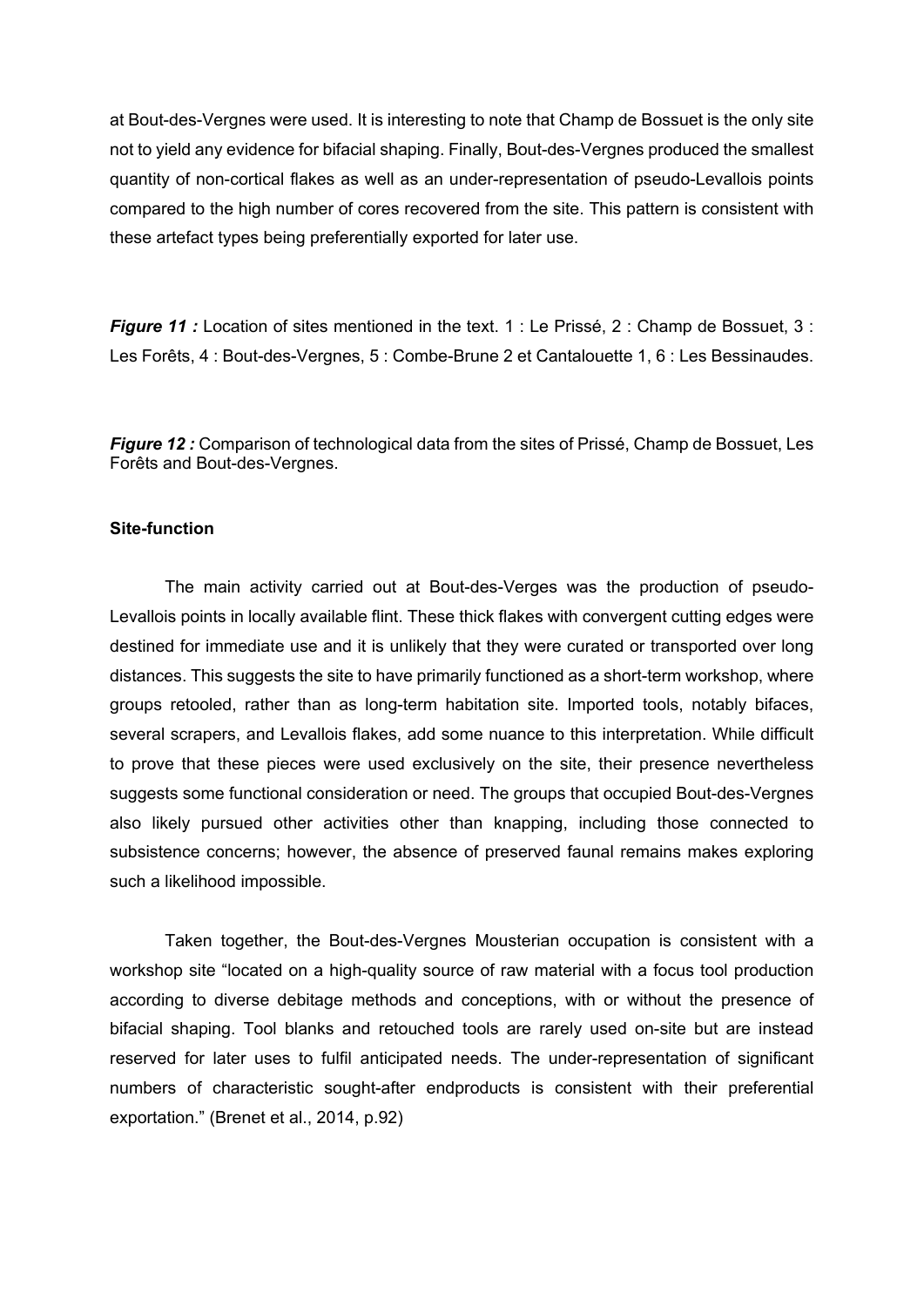at Bout-des-Vergnes were used. It is interesting to note that Champ de Bossuet is the only site not to yield any evidence for bifacial shaping. Finally, Bout-des-Vergnes produced the smallest quantity of non-cortical flakes as well as an under-representation of pseudo-Levallois points compared to the high number of cores recovered from the site. This pattern is consistent with these artefact types being preferentially exported for later use.

***Figure 11 :*** Location of sites mentioned in the text. 1 : Le Prissé, 2 : Champ de Bossuet, 3 : Les Forêts, 4 : Bout-des-Vergnes, 5 : Combe-Brune 2 et Cantalouette 1, 6 : Les Bessinaudes.

***Figure 12 :*** Comparison of technological data from the sites of Prissé, Champ de Bossuet, Les Forêts and Bout-des-Vergnes.

**Site-function**

The main activity carried out at Bout-des-Verges was the production of pseudo-Levallois points in locally available flint. These thick flakes with convergent cutting edges were destined for immediate use and it is unlikely that they were curated or transported over long distances. This suggests the site to have primarily functioned as a short-term workshop, where groups retooled, rather than as long-term habitation site. Imported tools, notably bifaces, several scrapers, and Levallois flakes, add some nuance to this interpretation. While difficult to prove that these pieces were used exclusively on the site, their presence nevertheless suggests some functional consideration or need. The groups that occupied Bout-des-Vergnes also likely pursued other activities other than knapping, including those connected to subsistence concerns; however, the absence of preserved faunal remains makes exploring such a likelihood impossible.

Taken together, the Bout-des-Vergnes Mousterian occupation is consistent with a workshop site "located on a high-quality source of raw material with a focus tool production according to diverse debitage methods and conceptions, with or without the presence of bifacial shaping. Tool blanks and retouched tools are rarely used on-site but are instead reserved for later uses to fulfil anticipated needs. The under-representation of significant numbers of characteristic sought-after endproducts is consistent with their preferential exportation." (Brenet et al., 2014, p.92)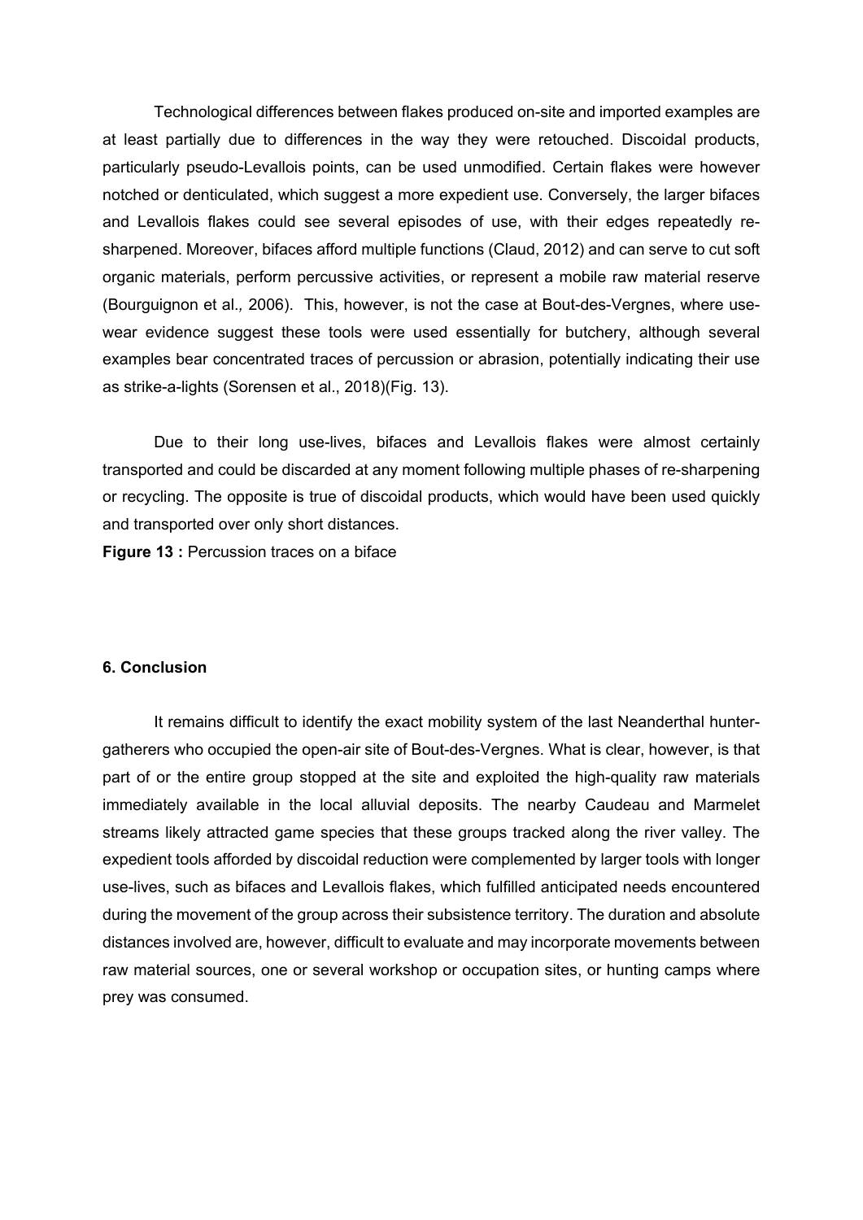Technological differences between flakes produced on-site and imported examples are at least partially due to differences in the way they were retouched. Discoidal products, particularly pseudo-Levallois points, can be used unmodified. Certain flakes were however notched or denticulated, which suggest a more expedient use. Conversely, the larger bifaces and Levallois flakes could see several episodes of use, with their edges repeatedly re-sharpened. Moreover, bifaces afford multiple functions (Claud, 2012) and can serve to cut soft organic materials, perform percussive activities, or represent a mobile raw material reserve (Bourguignon et al., 2006). This, however, is not the case at Bout-des-Vergnes, where use-wear evidence suggest these tools were used essentially for butchery, although several examples bear concentrated traces of percussion or abrasion, potentially indicating their use as strike-a-lights (Sorensen et al., 2018)(Fig. 13).

Due to their long use-lives, bifaces and Levallois flakes were almost certainly transported and could be discarded at any moment following multiple phases of re-sharpening or recycling. The opposite is true of discoidal products, which would have been used quickly and transported over only short distances.

**Figure 13 :** Percussion traces on a biface

## 6. Conclusion

It remains difficult to identify the exact mobility system of the last Neanderthal hunter-gatherers who occupied the open-air site of Bout-des-Vergnes. What is clear, however, is that part of or the entire group stopped at the site and exploited the high-quality raw materials immediately available in the local alluvial deposits. The nearby Caudeau and Marmelet streams likely attracted game species that these groups tracked along the river valley. The expedient tools afforded by discoidal reduction were complemented by larger tools with longer use-lives, such as bifaces and Levallois flakes, which fulfilled anticipated needs encountered during the movement of the group across their subsistence territory. The duration and absolute distances involved are, however, difficult to evaluate and may incorporate movements between raw material sources, one or several workshop or occupation sites, or hunting camps where prey was consumed.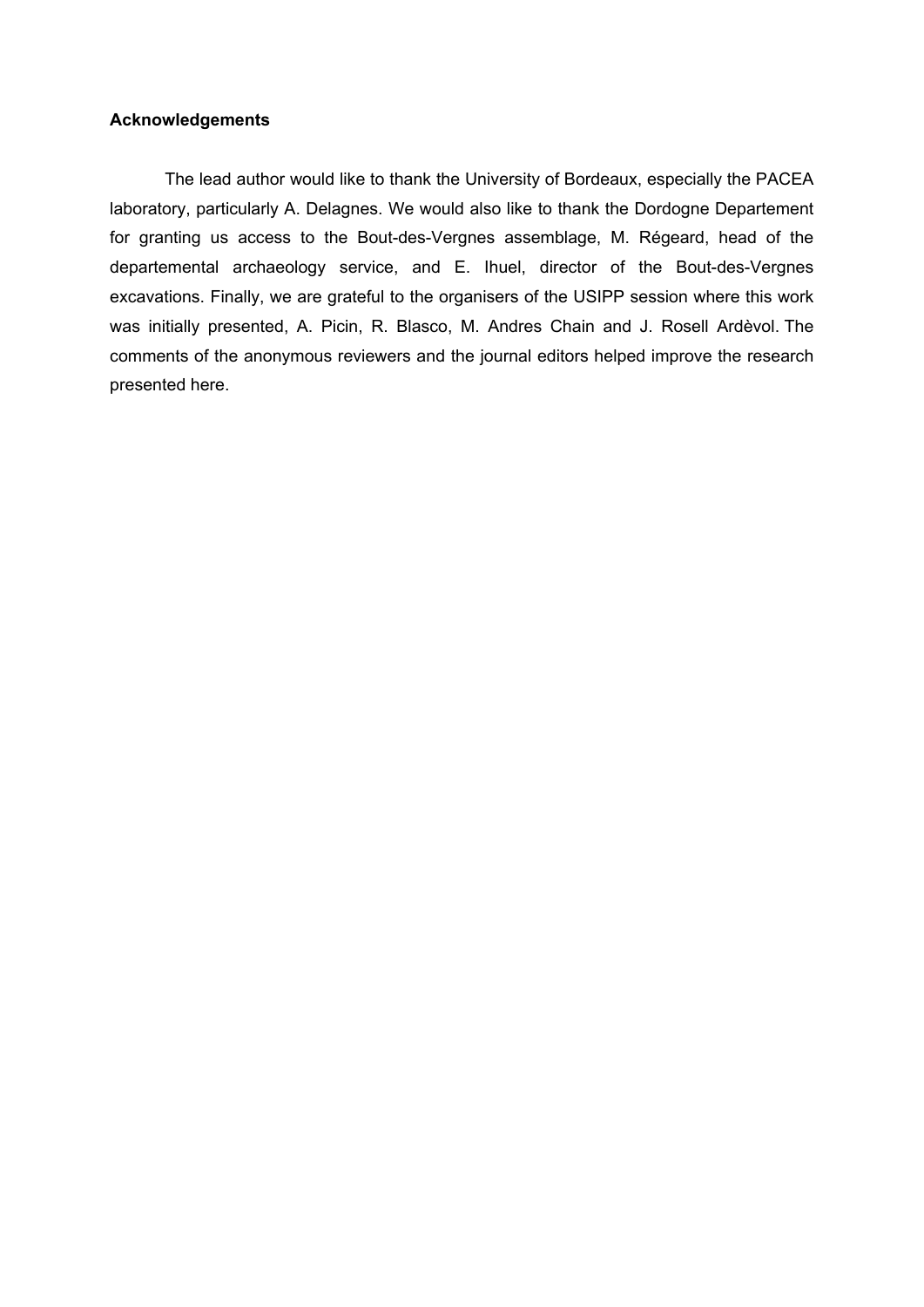## Acknowledgements

The lead author would like to thank the University of Bordeaux, especially the PACEA laboratory, particularly A. Delagnes. We would also like to thank the Dordogne Departement for granting us access to the Bout-des-Vergnes assemblage, M. Régeard, head of the departemental archaeology service, and E. Ihuel, director of the Bout-des-Vergnes excavations. Finally, we are grateful to the organisers of the USIPP session where this work was initially presented, A. Picin, R. Blasco, M. Andres Chain and J. Rosell Ardèvol. The comments of the anonymous reviewers and the journal editors helped improve the research presented here.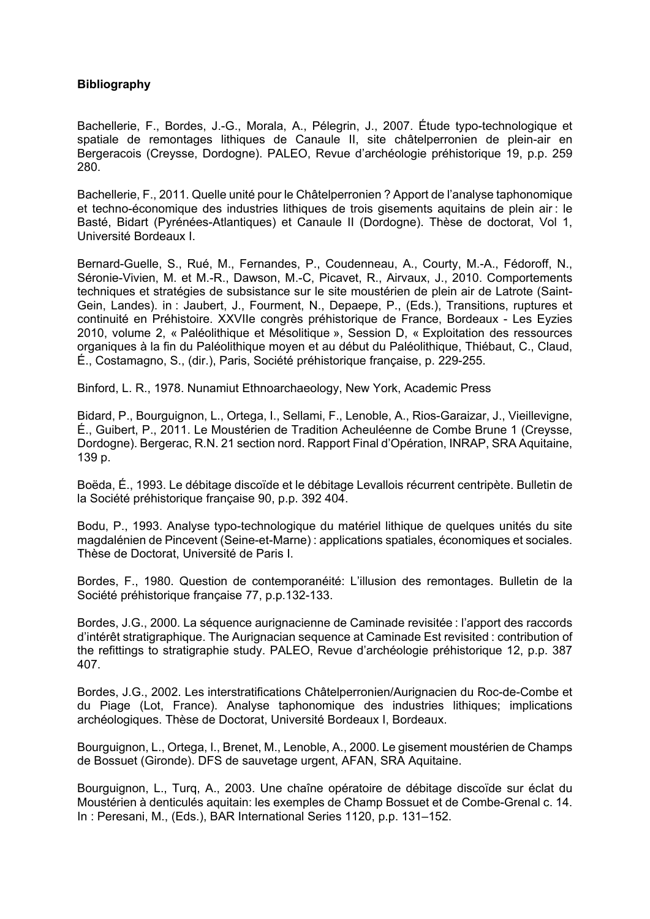**Bibliography**

Bachellerie, F., Bordes, J.-G., Morala, A., Pélegrin, J., 2007. Étude typo-technologique et spatiale de remontages lithiques de Canaule II, site châtelperronien de plein-air en Bergeracois (Creysse, Dordogne). PALEO, Revue d'archéologie préhistorique 19, p.p. 259 280.

Bachellerie, F., 2011. Quelle unité pour le Châtelperronien ? Apport de l'analyse taphonomique et techno-économique des industries lithiques de trois gisements aquitains de plein air : le Basté, Bidart (Pyrénées-Atlantiques) et Canaule II (Dordogne). Thèse de doctorat, Vol 1, Université Bordeaux I.

Bernard-Guelle, S., Rué, M., Fernandes, P., Coudenneau, A., Courty, M.-A., Fédoroff, N., Séronie-Vivien, M. et M.-R., Dawson, M.-C, Picavet, R., Airvaux, J., 2010. Comportements techniques et stratégies de subsistance sur le site moustérien de plein air de Latrote (Saint-Gein, Landes). in : Jaubert, J., Fourment, N., Depaepe, P., (Eds.), Transitions, ruptures et continuité en Préhistoire. XXVIIe congrès préhistorique de France, Bordeaux - Les Eyzies 2010, volume 2, « Paléolithique et Mésolitique », Session D, « Exploitation des ressources organiques à la fin du Paléolithique moyen et au début du Paléolithique, Thiébaut, C., Claud, É., Costamagno, S., (dir.), Paris, Société préhistorique française, p. 229-255.

Binford, L. R., 1978. Nunamiut Ethnoarchaeology, New York, Academic Press

Bidard, P., Bourguignon, L., Ortega, I., Sellami, F., Lenoble, A., Rios-Garaizar, J., Vieillevigne, É., Guibert, P., 2011. Le Moustérien de Tradition Acheuléenne de Combe Brune 1 (Creysse, Dordogne). Bergerac, R.N. 21 section nord. Rapport Final d'Opération, INRAP, SRA Aquitaine, 139 p.

Boëda, É., 1993. Le débitage discoïde et le débitage Levallois récurrent centripète. Bulletin de la Société préhistorique française 90, p.p. 392 404.

Bodu, P., 1993. Analyse typo-technologique du matériel lithique de quelques unités du site magdalénien de Pincevent (Seine-et-Marne) : applications spatiales, économiques et sociales. Thèse de Doctorat, Université de Paris I.

Bordes, F., 1980. Question de contemporanéité: L'illusion des remontages. Bulletin de la Société préhistorique française 77, p.p.132-133.

Bordes, J.G., 2000. La séquence aurignacienne de Caminade revisitée : l'apport des raccords d'intérêt stratigraphique. The Aurignacian sequence at Caminade Est revisited : contribution of the refittings to stratigraphie study. PALEO, Revue d'archéologie préhistorique 12, p.p. 387 407.

Bordes, J.G., 2002. Les interstratifications Châtelperronien/Aurignacien du Roc-de-Combe et du Piage (Lot, France). Analyse taphonomique des industries lithiques; implications archéologiques. Thèse de Doctorat, Université Bordeaux I, Bordeaux.

Bourguignon, L., Ortega, I., Brenet, M., Lenoble, A., 2000. Le gisement moustérien de Champs de Bossuet (Gironde). DFS de sauvetage urgent, AFAN, SRA Aquitaine.

Bourguignon, L., Turq, A., 2003. Une chaîne opératoire de débitage discoïde sur éclat du Moustérien à denticulés aquitain: les exemples de Champ Bossuet et de Combe-Grenal c. 14. In : Peresani, M., (Eds.), BAR International Series 1120, p.p. 131–152.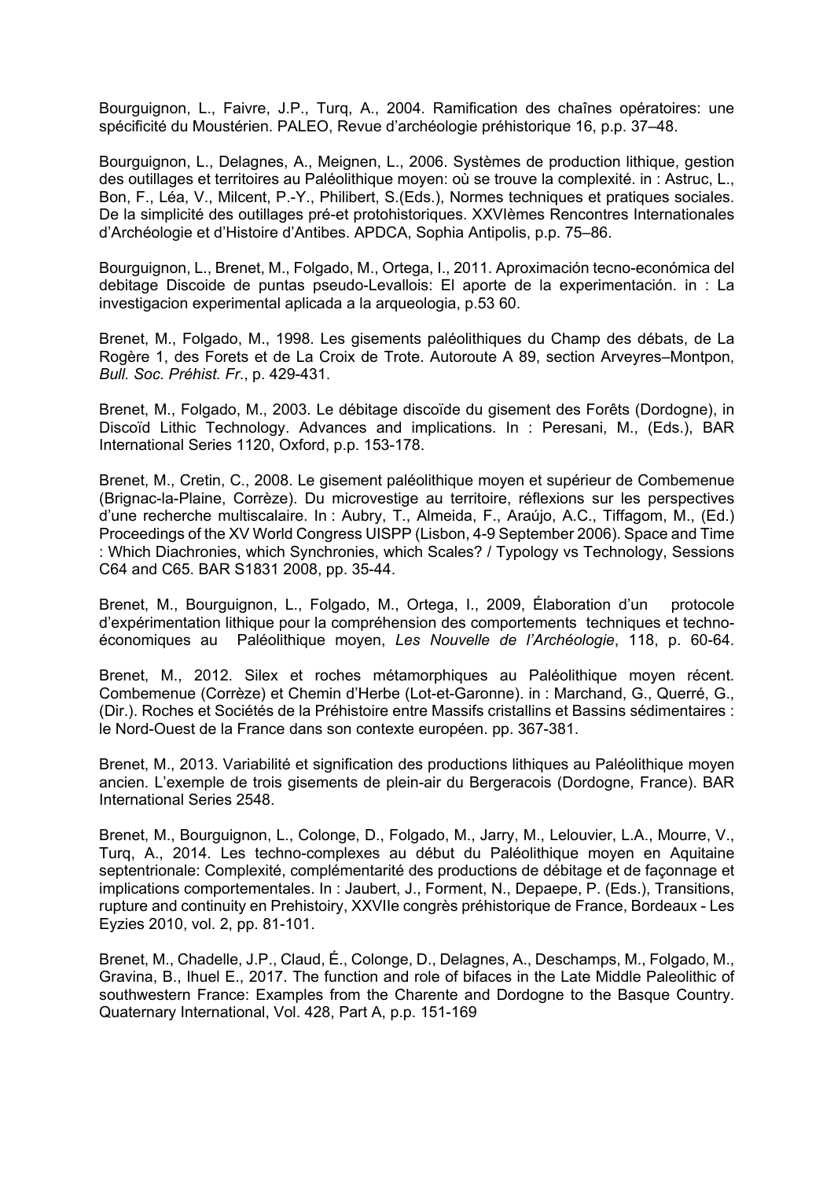Bourguignon, L., Faivre, J.P., Turq, A., 2004. Ramification des chaînes opératoires: une spécificité du Moustérien. PALEO, Revue d'archéologie préhistorique 16, p.p. 37–48.

Bourguignon, L., Delagnes, A., Meignen, L., 2006. Systèmes de production lithique, gestion des outillages et territoires au Paléolithique moyen: où se trouve la complexité. in : Astruc, L., Bon, F., Léa, V., Milcent, P.-Y., Philibert, S.(Eds.), Normes techniques et pratiques sociales. De la simplicité des outillages pré-et protohistoriques. XXVIèmes Rencontres Internationales d'Archéologie et d'Histoire d'Antibes. APDCA, Sophia Antipolis, p.p. 75–86.

Bourguignon, L., Brenet, M., Folgado, M., Ortega, I., 2011. Aproximación tecno-económica del debitage Discoide de puntas pseudo-Levallois: El aporte de la experimentación. in : La investigacion experimental aplicada a la arqueologia, p.53 60.

Brenet, M., Folgado, M., 1998. Les gisements paléolithiques du Champ des débats, de La Rogère 1, des Forets et de La Croix de Trote. Autoroute A 89, section Arveyres–Montpon, *Bull. Soc. Préhist. Fr.*, p. 429-431.

Brenet, M., Folgado, M., 2003. Le débitage discoïde du gisement des Forêts (Dordogne), in Discoïd Lithic Technology. Advances and implications. In : Peresani, M., (Eds.), BAR International Series 1120, Oxford, p.p. 153-178.

Brenet, M., Cretin, C., 2008. Le gisement paléolithique moyen et supérieur de Combemenue (Brignac-la-Plaine, Corrèze). Du microvestige au territoire, réflexions sur les perspectives d'une recherche multiscalaire. In : Aubry, T., Almeida, F., Araújo, A.C., Tiffagom, M., (Ed.) Proceedings of the XV World Congress UISPP (Lisbon, 4-9 September 2006). Space and Time : Which Diachronies, which Synchronies, which Scales? / Typology vs Technology, Sessions C64 and C65. BAR S1831 2008, pp. 35-44.

Brenet, M., Bourguignon, L., Folgado, M., Ortega, I., 2009, Élaboration d'un protocole d'expérimentation lithique pour la compréhension des comportements techniques et techno-économiques au Paléolithique moyen, *Les Nouvelle de l'Archéologie*, 118, p. 60-64.

Brenet, M., 2012. Silex et roches métamorphiques au Paléolithique moyen récent. Combemenue (Corrèze) et Chemin d'Herbe (Lot-et-Garonne). in : Marchand, G., Querré, G., (Dir.). Roches et Sociétés de la Préhistoire entre Massifs cristallins et Bassins sédimentaires : le Nord-Ouest de la France dans son contexte européen. pp. 367-381.

Brenet, M., 2013. Variabilité et signification des productions lithiques au Paléolithique moyen ancien. L'exemple de trois gisements de plein-air du Bergeracois (Dordogne, France). BAR International Series 2548.

Brenet, M., Bourguignon, L., Colonge, D., Folgado, M., Jarry, M., Lelouvier, L.A., Mourre, V., Turq, A., 2014. Les techno-complexes au début du Paléolithique moyen en Aquitaine septentrionale: Complexité, complémentarité des productions de débitage et de façonnage et implications comportementales. In : Jaubert, J., Forment, N., Depaepe, P. (Eds.), Transitions, rupture and continuity en Prehistoiry, XXVIIe congrès préhistorique de France, Bordeaux - Les Eyzies 2010, vol. 2, pp. 81-101.

Brenet, M., Chadelle, J.P., Claud, É., Colonge, D., Delagnes, A., Deschamps, M., Folgado, M., Gravina, B., Ihuel E., 2017. The function and role of bifaces in the Late Middle Paleolithic of southwestern France: Examples from the Charente and Dordogne to the Basque Country. Quaternary International, Vol. 428, Part A, p.p. 151-169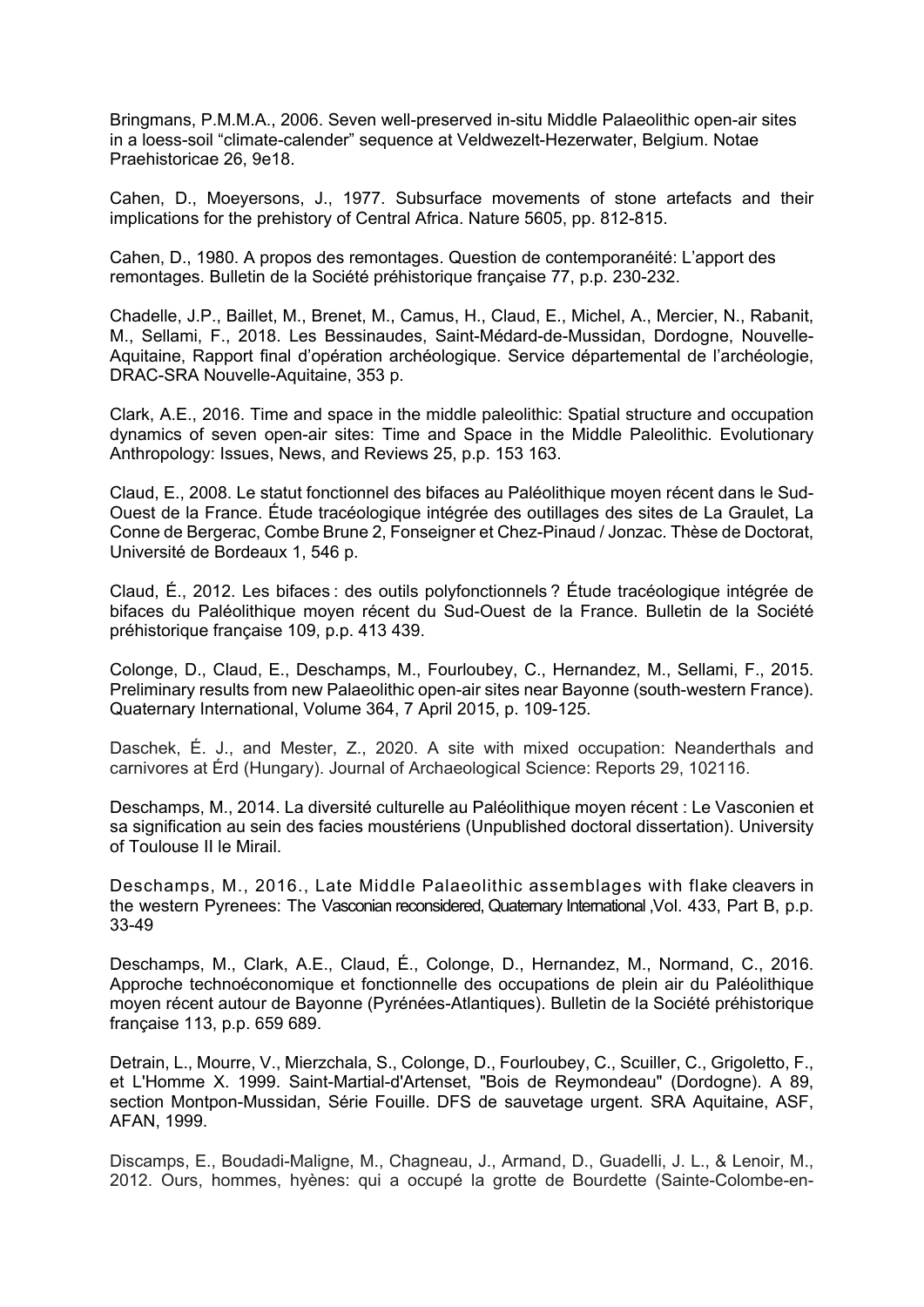Bringmans, P.M.M.A., 2006. Seven well-preserved in-situ Middle Palaeolithic open-air sites in a loess-soil “climate-calender” sequence at Veldwezelt-Hezerwater, Belgium. Notae Praehistoricae 26, 9e18.

Cahen, D., Moeyersons, J., 1977. Subsurface movements of stone artefacts and their implications for the prehistory of Central Africa. Nature 5605, pp. 812-815.

Cahen, D., 1980. A propos des remontages. Question de contemporanéité: L’apport des remontages. Bulletin de la Société préhistorique française 77, p.p. 230-232.

Chadelle, J.P., Baillet, M., Brenet, M., Camus, H., Claud, E., Michel, A., Mercier, N., Rabanit, M., Sellami, F., 2018. Les Bessinaudes, Saint-Médard-de-Mussidan, Dordogne, Nouvelle-Aquitaine, Rapport final d’opération archéologique. Service départemental de l’archéologie, DRAC-SRA Nouvelle-Aquitaine, 353 p.

Clark, A.E., 2016. Time and space in the middle paleolithic: Spatial structure and occupation dynamics of seven open-air sites: Time and Space in the Middle Paleolithic. Evolutionary Anthropology: Issues, News, and Reviews 25, p.p. 153 163.

Claud, E., 2008. Le statut fonctionnel des bifaces au Paléolithique moyen récent dans le Sud-Ouest de la France. Étude tracéologique intégrée des outillages des sites de La Graulet, La Conne de Bergerac, Combe Brune 2, Fonseigner et Chez-Pinaud / Jonzac. Thèse de Doctorat, Université de Bordeaux 1, 546 p.

Claud, É., 2012. Les bifaces : des outils polyfonctionnels ? Étude tracéologique intégrée de bifaces du Paléolithique moyen récent du Sud-Ouest de la France. Bulletin de la Société préhistorique française 109, p.p. 413 439.

Colonge, D., Claud, E., Deschamps, M., Fourloubey, C., Hernandez, M., Sellami, F., 2015. Preliminary results from new Palaeolithic open-air sites near Bayonne (south-western France). Quaternary International, Volume 364, 7 April 2015, p. 109-125.

Daschek, É. J., and Mester, Z., 2020. A site with mixed occupation: Neanderthals and carnivores at Érd (Hungary). Journal of Archaeological Science: Reports 29, 102116.

Deschamps, M., 2014. La diversité culturelle au Paléolithique moyen récent : Le Vasconien et sa signification au sein des facies moustériens (Unpublished doctoral dissertation). University of Toulouse II le Mirail.

Deschamps, M., 2016., Late Middle Palaeolithic assemblages with flake cleavers in the western Pyrenees: The Vasconian reconsidered, Quaternary International ,Vol. 433, Part B, p.p. 33-49

Deschamps, M., Clark, A.E., Claud, É., Colonge, D., Hernandez, M., Normand, C., 2016. Approche technoéconomique et fonctionnelle des occupations de plein air du Paléolithique moyen récent autour de Bayonne (Pyrénées-Atlantiques). Bulletin de la Société préhistorique française 113, p.p. 659 689.

Detrain, L., Mourre, V., Mierzchala, S., Colonge, D., Fourloubey, C., Sculler, C., Grigoletto, F., et L'Homme X. 1999. Saint-Martial-d'Artenset, "Bois de Reymondeau" (Dordogne). A 89, section Montpon-Mussidan, Série Fouille. DFS de sauvetage urgent. SRA Aquitaine, ASF, AFAN, 1999.

Discamps, E., Boudadi-Maligne, M., Chagneau, J., Armand, D., Guadelli, J. L., & Lenoir, M., 2012. Ours, hommes, hyènes: qui a occupé la grotte de Bourdette (Sainte-Colombe-en-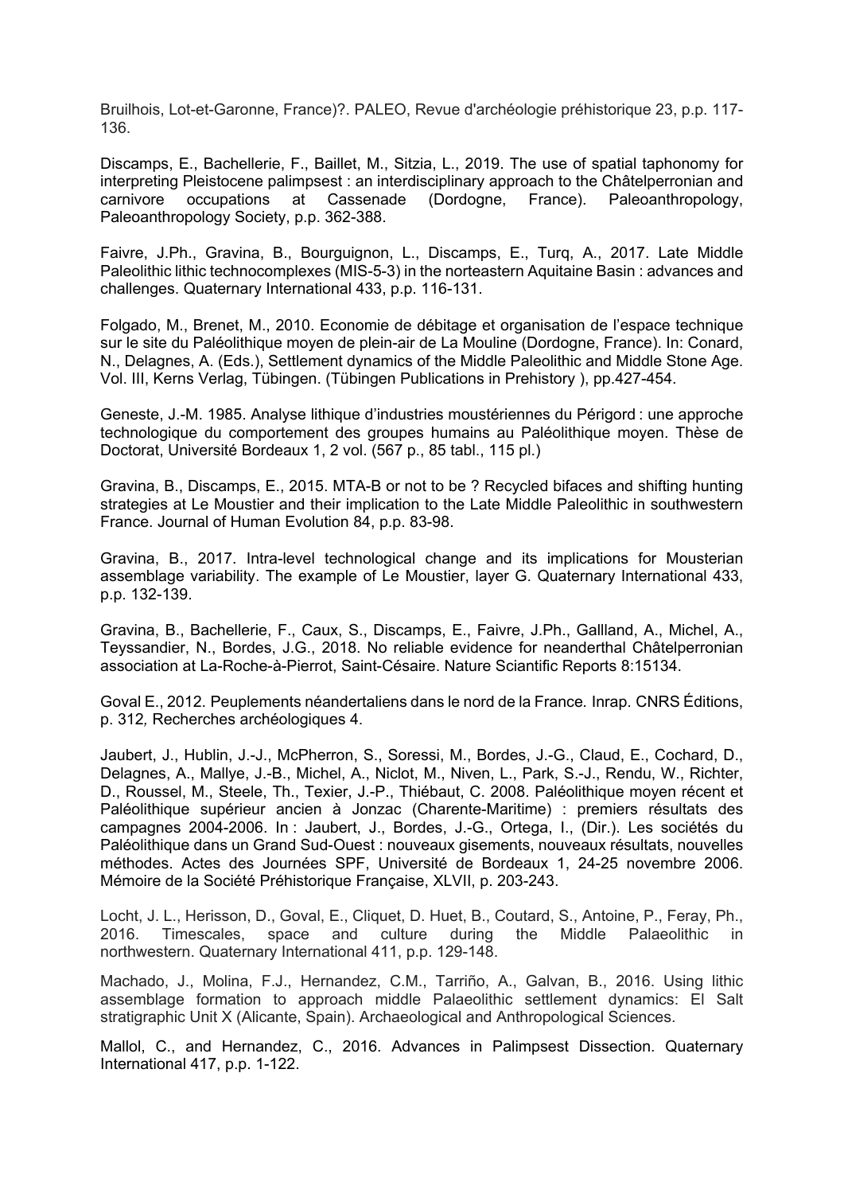Bruilhois, Lot-et-Garonne, France)?. PALEO, Revue d'archéologie préhistorique 23, p.p. 117-136.

Discamps, E., Bachellerie, F., Baillet, M., Sitzia, L., 2019. The use of spatial taphonomy for interpreting Pleistocene palimpsest : an interdisciplinary approach to the Châtelperronian and carnivore occupations at Cassenade (Dordogne, France). Paleoanthropology, Paleoanthropology Society, p.p. 362-388.

Faivre, J.Ph., Gravina, B., Bourguignon, L., Discamps, E., Turq, A., 2017. Late Middle Paleolithic lithic technocomplexes (MIS-5-3) in the norteastern Aquitaine Basin : advances and challenges. Quaternary International 433, p.p. 116-131.

Folgado, M., Brenet, M., 2010. Economie de débitage et organisation de l'espace technique sur le site du Paléolithique moyen de plein-air de La Mouline (Dordogne, France). In: Conard, N., Delagnes, A. (Eds.), Settlement dynamics of the Middle Paleolithic and Middle Stone Age. Vol. III, Kerns Verlag, Tübingen. (Tübingen Publications in Prehistory ), pp.427-454.

Geneste, J.-M. 1985. Analyse lithique d'industries moustériennes du Périgord : une approche technologique du comportement des groupes humains au Paléolithique moyen. Thèse de Doctorat, Université Bordeaux 1, 2 vol. (567 p., 85 tabl., 115 pl.)

Gravina, B., Discamps, E., 2015. MTA-B or not to be ? Recycled bifaces and shifting hunting strategies at Le Moustier and their implication to the Late Middle Paleolithic in southwestern France. Journal of Human Evolution 84, p.p. 83-98.

Gravina, B., 2017. Intra-level technological change and its implications for Mousterian assemblage variability. The example of Le Moustier, layer G. Quaternary International 433, p.p. 132-139.

Gravina, B., Bachellerie, F., Caux, S., Discamps, E., Faivre, J.Ph., Gallland, A., Michel, A., Teyssandier, N., Bordes, J.G., 2018. No reliable evidence for neanderthal Châtelperronian association at La-Roche-à-Pierrot, Saint-Césaire. Nature Sciantific Reports 8:15134.

Goval E., 2012. Peuplements néandertaliens dans le nord de la France*.* Inrap. CNRS Éditions, p. 312*,* Recherches archéologiques 4.

Jaubert, J., Hublin, J.-J., McPherron, S., Soressi, M., Bordes, J.-G., Claud, E., Cochard, D., Delagnes, A., Mallye, J.-B., Michel, A., Niclot, M., Niven, L., Park, S.-J., Rendu, W., Richter, D., Roussel, M., Steele, Th., Texier, J.-P., Thiébaut, C. 2008. Paléolithique moyen récent et Paléolithique supérieur ancien à Jonzac (Charente-Maritime) : premiers résultats des campagnes 2004-2006. In : Jaubert, J., Bordes, J.-G., Ortega, I., (Dir.). Les sociétés du Paléolithique dans un Grand Sud-Ouest : nouveaux gisements, nouveaux résultats, nouvelles méthodes. Actes des Journées SPF, Université de Bordeaux 1, 24-25 novembre 2006. Mémoire de la Société Préhistorique Française, XLVII, p. 203-243.

Locht, J. L., Herisson, D., Goval, E., Cliquet, D. Huet, B., Coutard, S., Antoine, P., Feray, Ph., 2016. Timescales, space and culture during the Middle Palaeolithic in northwestern. Quaternary International 411, p.p. 129-148.

Machado, J., Molina, F.J., Hernandez, C.M., Tarriño, A., Galvan, B., 2016. Using lithic assemblage formation to approach middle Palaeolithic settlement dynamics: El Salt stratigraphic Unit X (Alicante, Spain). Archaeological and Anthropological Sciences.

Mallol, C., and Hernandez, C., 2016. Advances in Palimpsest Dissection. Quaternary International 417, p.p. 1-122.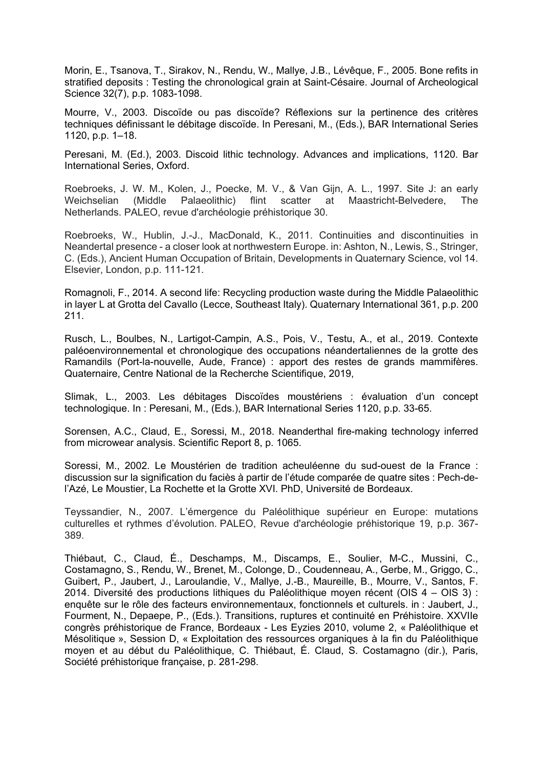Morin, E., Tsanova, T., Sirakov, N., Rendu, W., Mallye, J.B., Lévêque, F., 2005. Bone refits in stratified deposits : Testing the chronological grain at Saint-Césaire. Journal of Archeological Science 32(7), p.p. 1083-1098.

Mourre, V., 2003. Discoïde ou pas discoïde? Réflexions sur la pertinence des critères techniques définissant le débitage discoïde. In Peresani, M., (Eds.), BAR International Series 1120, p.p. 1–18.

Peresani, M. (Ed.), 2003. Discoid lithic technology. Advances and implications, 1120. Bar International Series, Oxford.

Roebroeks, J. W. M., Kolen, J., Poecke, M. V., & Van Gijn, A. L., 1997. Site J: an early Weichselian (Middle Palaeolithic) flint scatter at Maastricht-Belvedere, The Netherlands. PALEO, revue d'archéologie préhistorique 30.

Roebroeks, W., Hublin, J.-J., MacDonald, K., 2011. Continuities and discontinuities in Neandertal presence - a closer look at northwestern Europe. in: Ashton, N., Lewis, S., Stringer, C. (Eds.), Ancient Human Occupation of Britain, Developments in Quaternary Science, vol 14. Elsevier, London, p.p. 111-121.

Romagnoli, F., 2014. A second life: Recycling production waste during the Middle Palaeolithic in layer L at Grotta del Cavallo (Lecce, Southeast Italy). Quaternary International 361, p.p. 200 211.

Rusch, L., Boulbes, N., Lartigot-Campin, A.S., Pois, V., Testu, A., et al., 2019. Contexte paléoenvironnemental et chronologique des occupations néandertaliennes de la grotte des Ramandils (Port-la-nouvelle, Aude, France) : apport des restes de grands mammifères. Quaternaire, Centre National de la Recherche Scientifique, 2019,

Slimak, L., 2003. Les débitages Discoïdes moustériens : évaluation d'un concept technologique. In : Peresani, M., (Eds.), BAR International Series 1120, p.p. 33-65.

Sorensen, A.C., Claud, E., Soressi, M., 2018. Neanderthal fire-making technology inferred from microwear analysis. Scientific Report 8, p. 1065.

Soressi, M., 2002. Le Moustérien de tradition acheuléenne du sud-ouest de la France : discussion sur la signification du faciès à partir de l'étude comparée de quatre sites : Pech-de-l'Azé, Le Moustier, La Rochette et la Grotte XVI. PhD, Université de Bordeaux.

Teyssandier, N., 2007. L'émergence du Paléolithique supérieur en Europe: mutations culturelles et rythmes d'évolution. PALEO, Revue d'archéologie préhistorique 19, p.p. 367-389.

Thiébaut, C., Claud, É., Deschamps, M., Discamps, E., Soulier, M-C., Mussini, C., Costamagno, S., Rendu, W., Brenet, M., Colonge, D., Coudenneau, A., Gerbe, M., Griggo, C., Guibert, P., Jaubert, J., Laroulandie, V., Mallye, J.-B., Maureille, B., Mourre, V., Santos, F. 2014. Diversité des productions lithiques du Paléolithique moyen récent (OIS 4 – OIS 3) : enquête sur le rôle des facteurs environnementaux, fonctionnels et culturels. in : Jaubert, J., Fourment, N., Depaepe, P., (Eds.). Transitions, ruptures et continuité en Préhistoire. XXVIIe congrès préhistorique de France, Bordeaux - Les Eyzies 2010, volume 2, « Paléolithique et Mésolitique », Session D, « Exploitation des ressources organiques à la fin du Paléolithique moyen et au début du Paléolithique, C. Thiébaut, É. Claud, S. Costamagno (dir.), Paris, Société préhistorique française, p. 281-298.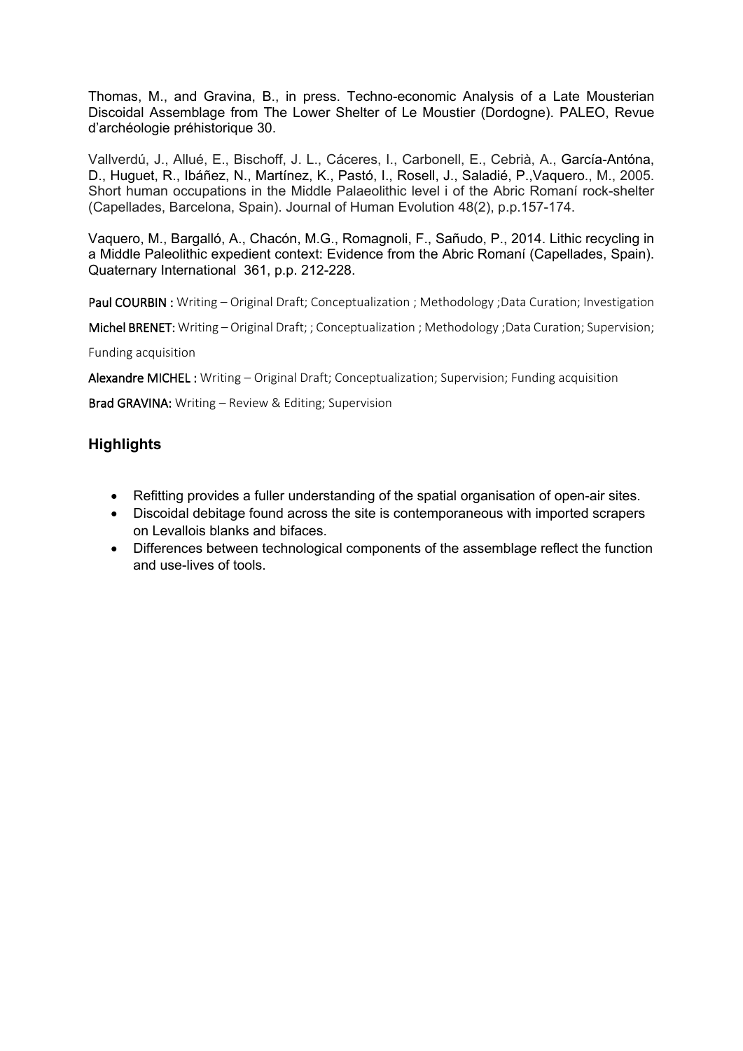Thomas, M., and Gravina, B., in press. Techno-economic Analysis of a Late Mousterian Discoidal Assemblage from The Lower Shelter of Le Moustier (Dordogne). PALEO, Revue d'archéologie préhistorique 30.

Vallverdú, J., Allué, E., Bischoff, J. L., Cáceres, I., Carbonell, E., Cebrià, A., García-Antóna, D., Huguet, R., Ibáñez, N., Martínez, K., Pastó, I., Rosell, J., Saladié, P.,Vaquero., M., 2005. Short human occupations in the Middle Palaeolithic level i of the Abric Romaní rock-shelter (Capellades, Barcelona, Spain). Journal of Human Evolution 48(2), p.p.157-174.

Vaquero, M., Bargalló, A., Chacón, M.G., Romagnoli, F., Sañudo, P., 2014. Lithic recycling in a Middle Paleolithic expedient context: Evidence from the Abric Romaní (Capellades, Spain). Quaternary International 361, p.p. 212-228.

**Paul COURBIN :** Writing – Original Draft; Conceptualization ; Methodology ;Data Curation; Investigation

**Michel BRENET:** Writing – Original Draft; ; Conceptualization ; Methodology ;Data Curation; Supervision; Funding acquisition

**Alexandre MICHEL :** Writing – Original Draft; Conceptualization; Supervision; Funding acquisition

**Brad GRAVINA:** Writing – Review & Editing; Supervision

## Highlights

- Refitting provides a fuller understanding of the spatial organisation of open-air sites.
- Discoidal debitage found across the site is contemporaneous with imported scrapers on Levallois blanks and bifaces.
- Differences between technological components of the assemblage reflect the function and use-lives of tools.